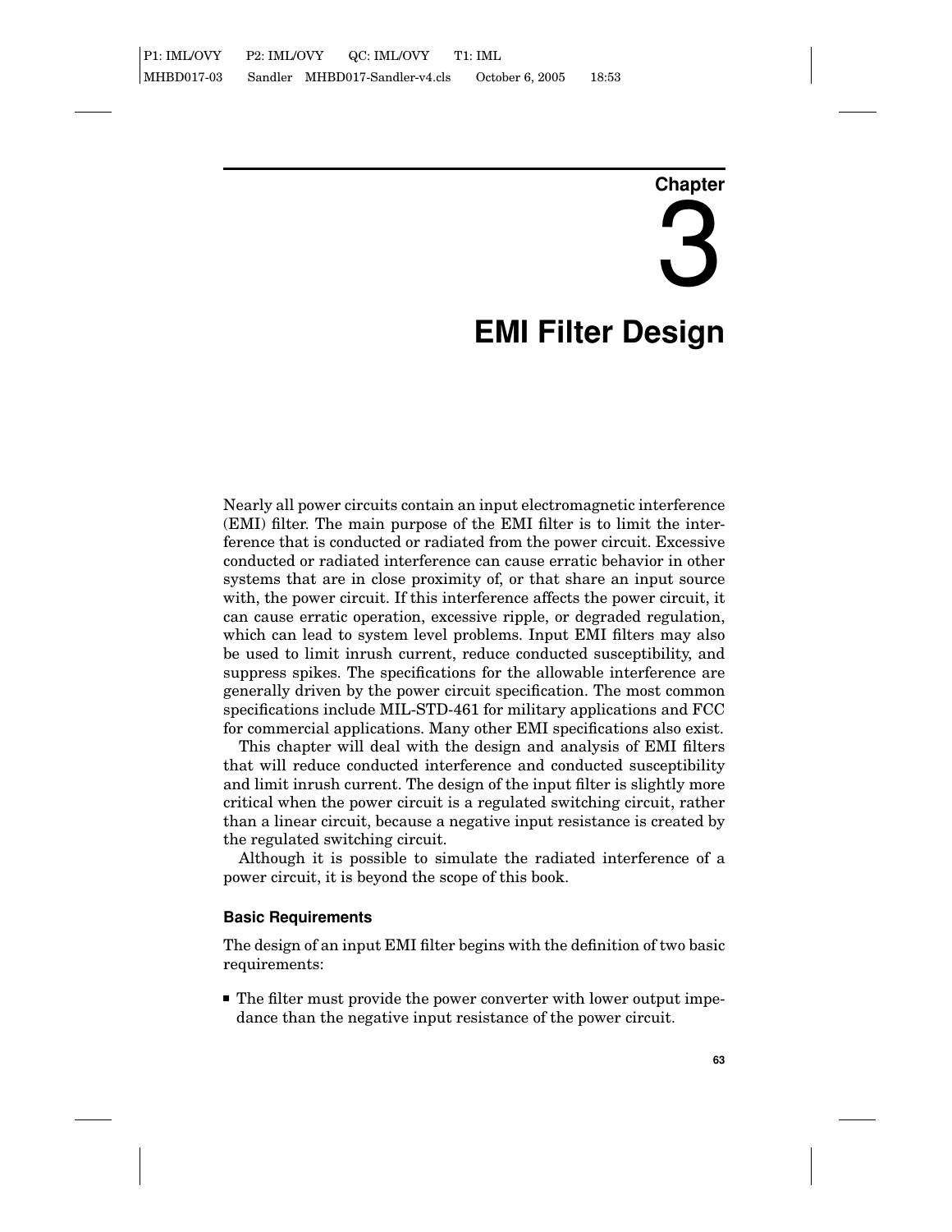# Chapter 3

# EMI Filter Design

Nearly all power circuits contain an input electromagnetic interference (EMI) filter. The main purpose of the EMI filter is to limit the interference that is conducted or radiated from the power circuit. Excessive conducted or radiated interference can cause erratic behavior in other systems that are in close proximity of, or that share an input source with, the power circuit. If this interference affects the power circuit, it can cause erratic operation, excessive ripple, or degraded regulation, which can lead to system level problems. Input EMI filters may also be used to limit inrush current, reduce conducted susceptibility, and suppress spikes. The specifications for the allowable interference are generally driven by the power circuit specification. The most common specifications include MIL-STD-461 for military applications and FCC for commercial applications. Many other EMI specifications also exist.

This chapter will deal with the design and analysis of EMI filters that will reduce conducted interference and conducted susceptibility and limit inrush current. The design of the input filter is slightly more critical when the power circuit is a regulated switching circuit, rather than a linear circuit, because a negative input resistance is created by the regulated switching circuit.

Although it is possible to simulate the radiated interference of a power circuit, it is beyond the scope of this book.

## Basic Requirements

The design of an input EMI filter begins with the definition of two basic requirements:

- The filter must provide the power converter with lower output impedance than the negative input resistance of the power circuit.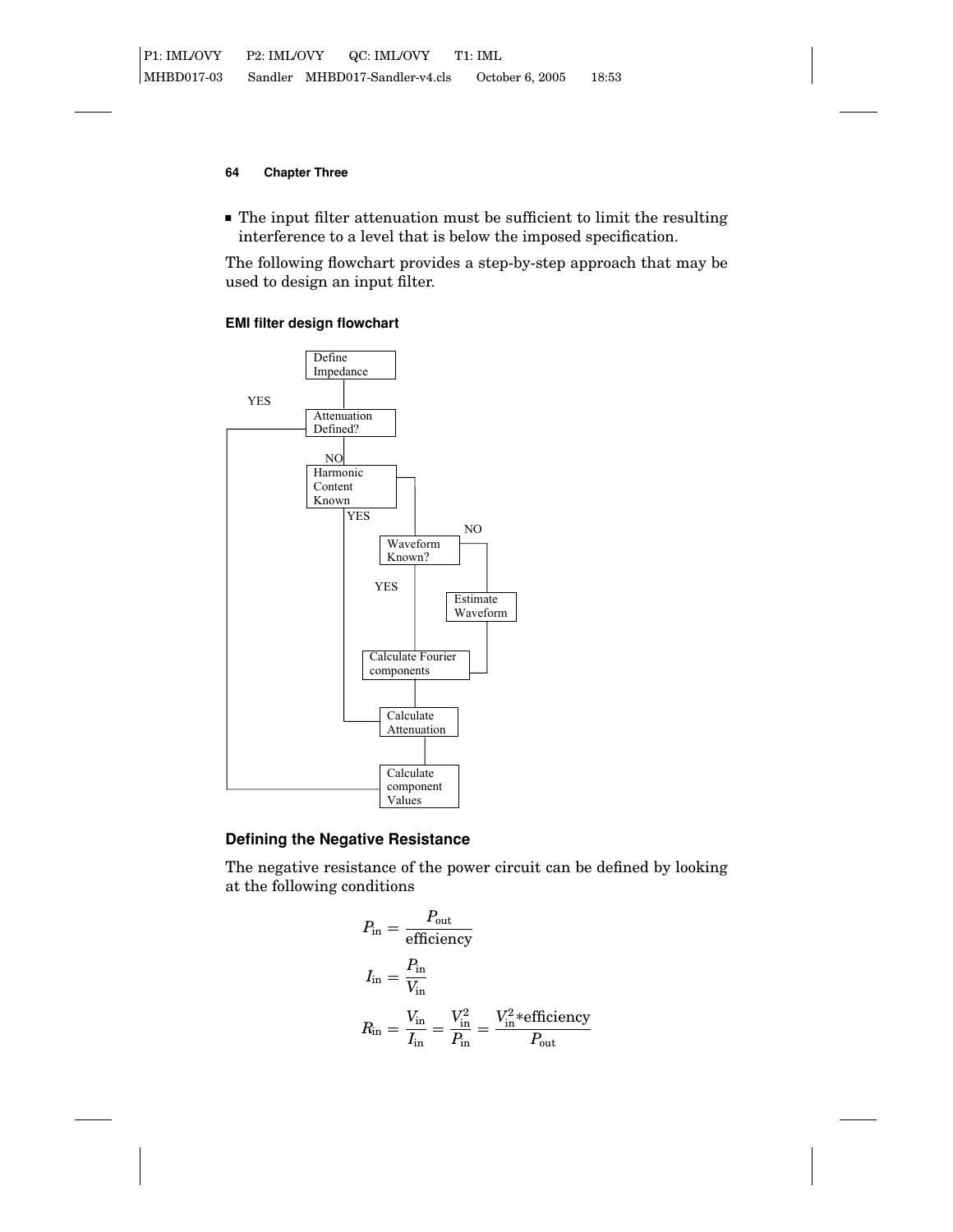- The input filter attenuation must be sufficient to limit the resulting interference to a level that is below the imposed specification.

The following flowchart provides a step-by-step approach that may be used to design an input filter.

**EMI filter design flowchart**

Define Impedance

Attenuation Defined?

YES

NO

Harmonic Content Known

YES

NO

Waveform Known?

YES

Estimate Waveform

Calculate Fourier components

Calculate Attenuation

Calculate component Values

## Defining the Negative Resistance

The negative resistance of the power circuit can be defined by looking at the following conditions

$$P_{\text{in}} = \frac{P_{\text{out}}}{\text{efficiency}}$$

$$I_{\text{in}} = \frac{P_{\text{in}}}{V_{\text{in}}}$$

$$R_{\text{in}} = \frac{V_{\text{in}}}{I_{\text{in}}} = \frac{V_{\text{in}}^2}{P_{\text{in}}} = \frac{V_{\text{in}}^2 * \text{efficiency}}{P_{\text{out}}}$$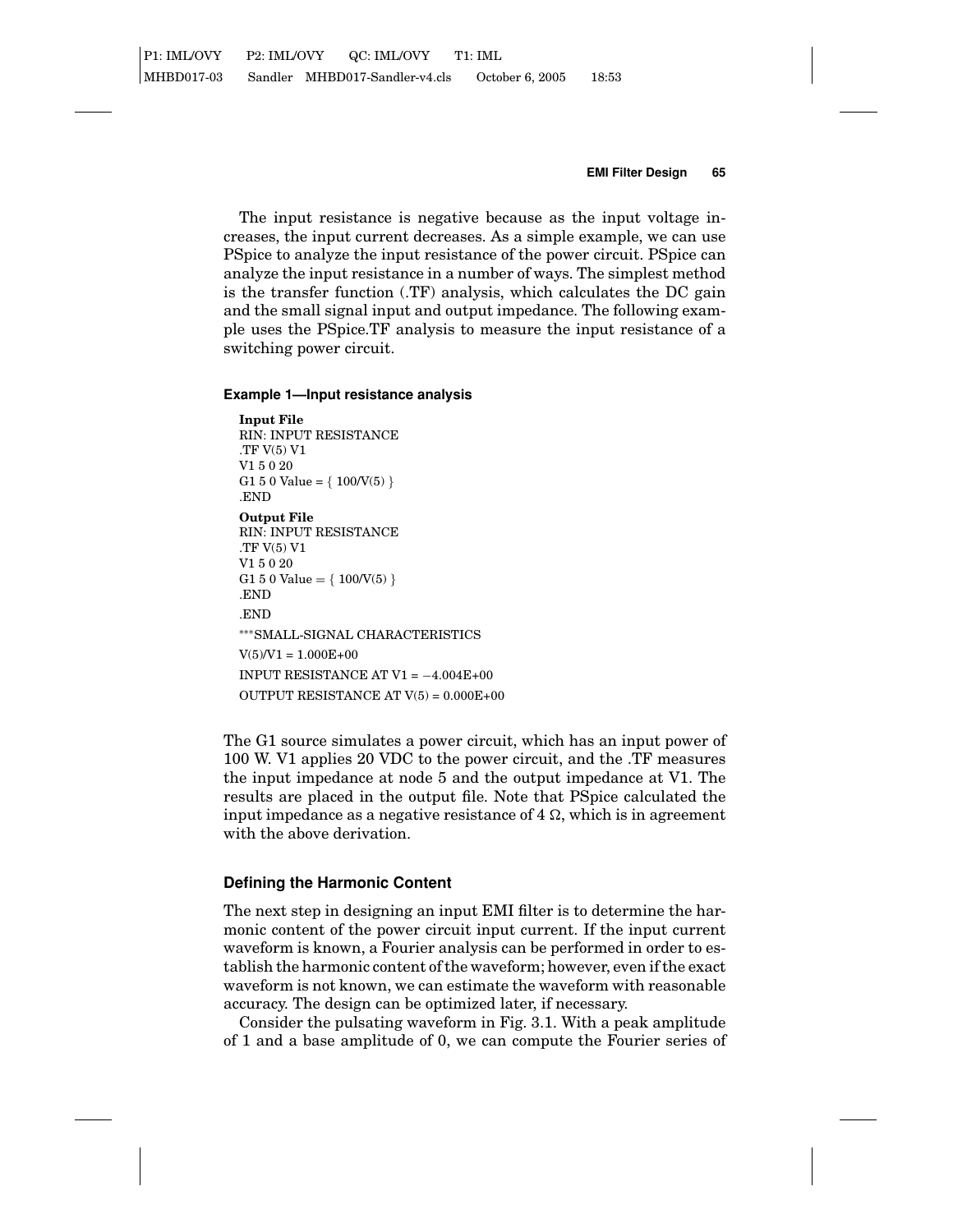The input resistance is negative because as the input voltage increases, the input current decreases. As a simple example, we can use PSpice to analyze the input resistance of the power circuit. PSpice can analyze the input resistance in a number of ways. The simplest method is the transfer function (.TF) analysis, which calculates the DC gain and the small signal input and output impedance. The following example uses the PSpice.TF analysis to measure the input resistance of a switching power circuit.

#### Example 1—Input resistance analysis

**Input File**

```
RIN: INPUT RESISTANCE
.TF V(5) V1
V1 5 0 20
G1 5 0 Value = { 100/V(5) }
.END
```

**Output File**

```
RIN: INPUT RESISTANCE
.TF V(5) V1
V1 5 0 20
G1 5 0 Value = { 100/V(5) }
.END
.END
***SMALL-SIGNAL CHARACTERISTICS
V(5)/V1 = 1.000E+00
INPUT RESISTANCE AT V1 = −4.004E+00
OUTPUT RESISTANCE AT V(5) = 0.000E+00
```

The G1 source simulates a power circuit, which has an input power of 100 W. V1 applies 20 VDC to the power circuit, and the .TF measures the input impedance at node 5 and the output impedance at V1. The results are placed in the output file. Note that PSpice calculated the input impedance as a negative resistance of 4 Ω, which is in agreement with the above derivation.

### Defining the Harmonic Content

The next step in designing an input EMI filter is to determine the harmonic content of the power circuit input current. If the input current waveform is known, a Fourier analysis can be performed in order to establish the harmonic content of the waveform; however, even if the exact waveform is not known, we can estimate the waveform with reasonable accuracy. The design can be optimized later, if necessary.

Consider the pulsating waveform in Fig. 3.1. With a peak amplitude of 1 and a base amplitude of 0, we can compute the Fourier series of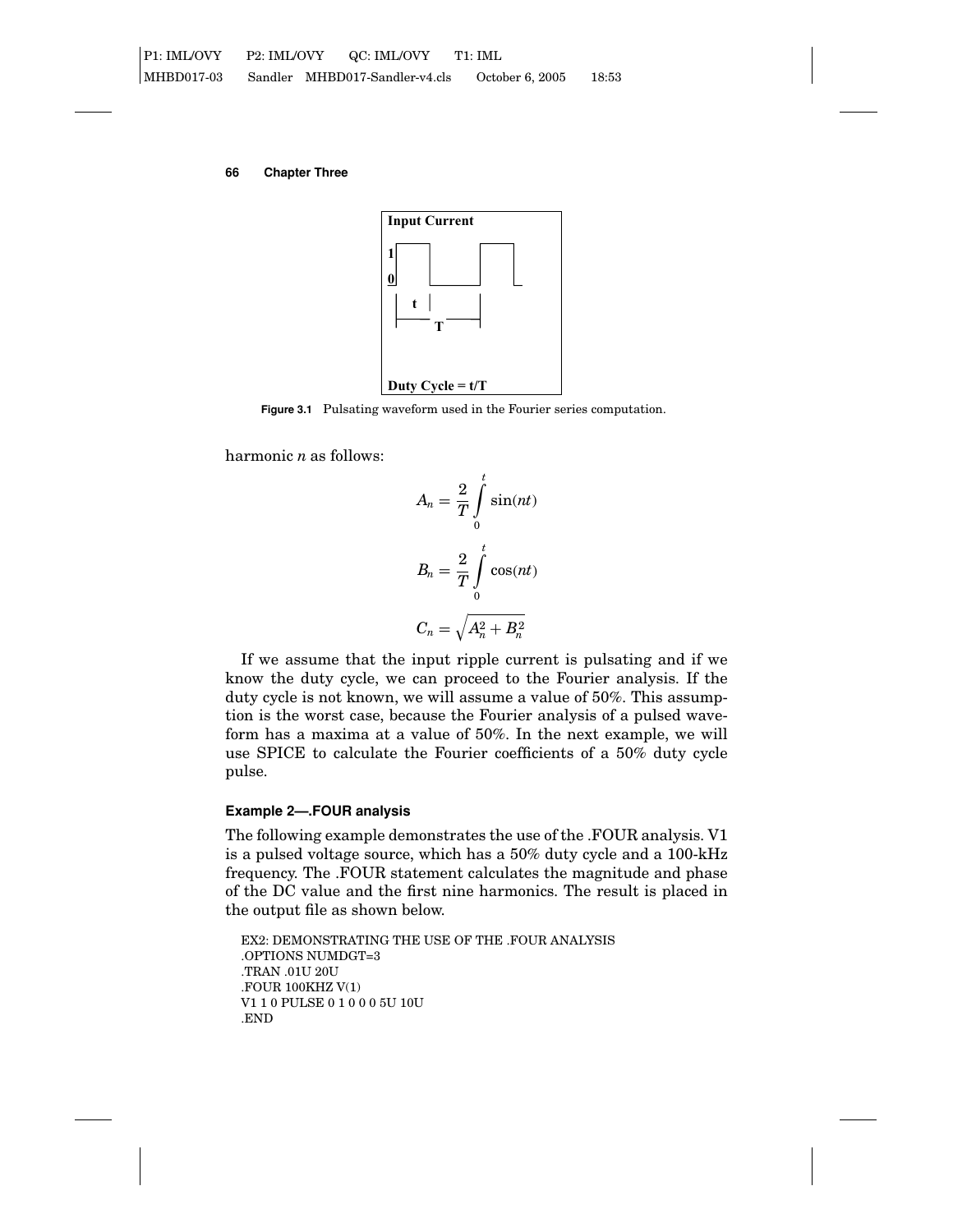Input Current

1

0

t

T

Duty Cycle = t/T

**Figure 3.1** Pulsating waveform used in the Fourier series computation.

harmonic $n$ as follows:

$$A_n = \frac{2}{T}\int_0^t \sin(nt)$$

$$B_n = \frac{2}{T}\int_0^t \cos(nt)$$

$$C_n = \sqrt{A_n^2 + B_n^2}$$

If we assume that the input ripple current is pulsating and if we know the duty cycle, we can proceed to the Fourier analysis. If the duty cycle is not known, we will assume a value of 50%. This assumption is the worst case, because the Fourier analysis of a pulsed waveform has a maxima at a value of 50%. In the next example, we will use SPICE to calculate the Fourier coefficients of a 50% duty cycle pulse.

#### Example 2—.FOUR analysis

The following example demonstrates the use of the .FOUR analysis. V1 is a pulsed voltage source, which has a 50% duty cycle and a 100-kHz frequency. The .FOUR statement calculates the magnitude and phase of the DC value and the first nine harmonics. The result is placed in the output file as shown below.

```
EX2: DEMONSTRATING THE USE OF THE .FOUR ANALYSIS
.OPTIONS NUMDGT=3
.TRAN .01U 20U
.FOUR 100KHZ V(1)
V1 1 0 PULSE 0 1 0 0 0 5U 10U
.END
```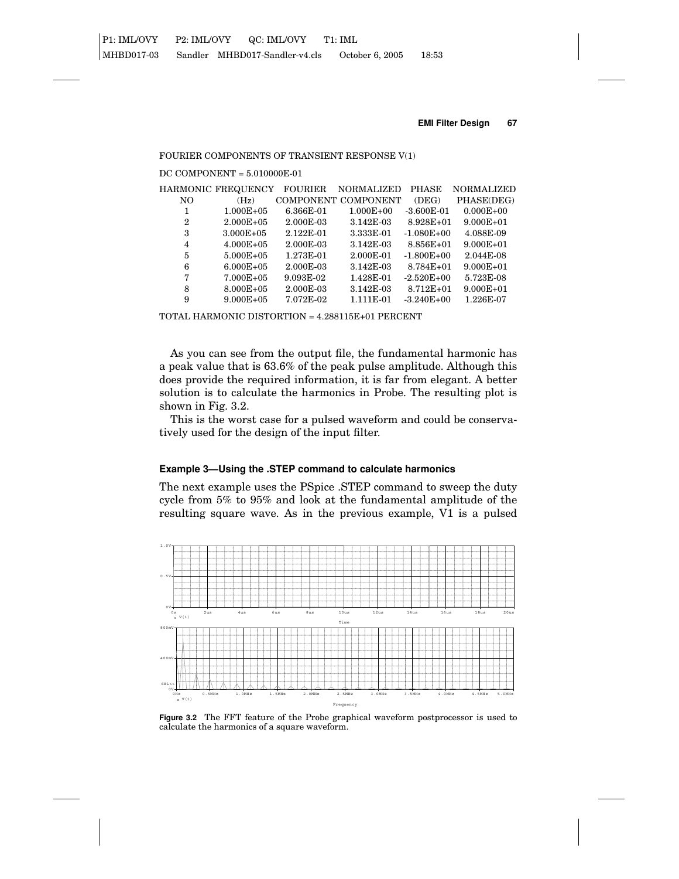FOURIER COMPONENTS OF TRANSIENT RESPONSE V(1)

DC COMPONENT = 5.010000E-01

| HARMONIC NO | FREQUENCY (Hz) | FOURIER COMPONENT | NORMALIZED COMPONENT | PHASE (DEG) | NORMALIZED PHASE(DEG) |
|---|---|---|---|---|---|
| 1 | 1.000E+05 | 6.366E-01 | 1.000E+00 | -3.600E-01 | 0.000E+00 |
| 2 | 2.000E+05 | 2.000E-03 | 3.142E-03 | 8.928E+01 | 9.000E+01 |
| 3 | 3.000E+05 | 2.122E-01 | 3.333E-01 | -1.080E+00 | 4.088E-09 |
| 4 | 4.000E+05 | 2.000E-03 | 3.142E-03 | 8.856E+01 | 9.000E+01 |
| 5 | 5.000E+05 | 1.273E-01 | 2.000E-01 | -1.800E+00 | 2.044E-08 |
| 6 | 6.000E+05 | 2.000E-03 | 3.142E-03 | 8.784E+01 | 9.000E+01 |
| 7 | 7.000E+05 | 9.093E-02 | 1.428E-01 | -2.520E+00 | 5.723E-08 |
| 8 | 8.000E+05 | 2.000E-03 | 3.142E-03 | 8.712E+01 | 9.000E+01 |
| 9 | 9.000E+05 | 7.072E-02 | 1.111E-01 | -3.240E+00 | 1.226E-07 |

TOTAL HARMONIC DISTORTION = 4.288115E+01 PERCENT

As you can see from the output file, the fundamental harmonic has a peak value that is 63.6% of the peak pulse amplitude. Although this does provide the required information, it is far from elegant. A better solution is to calculate the harmonics in Probe. The resulting plot is shown in Fig. 3.2.

This is the worst case for a pulsed waveform and could be conservatively used for the design of the input filter.

### Example 3—Using the .STEP command to calculate harmonics

The next example uses the PSpice .STEP command to sweep the duty cycle from 5% to 95% and look at the fundamental amplitude of the resulting square wave. As in the previous example, V1 is a pulsed

**Figure 3.2** The FFT feature of the Probe graphical waveform postprocessor is used to calculate the harmonics of a square waveform.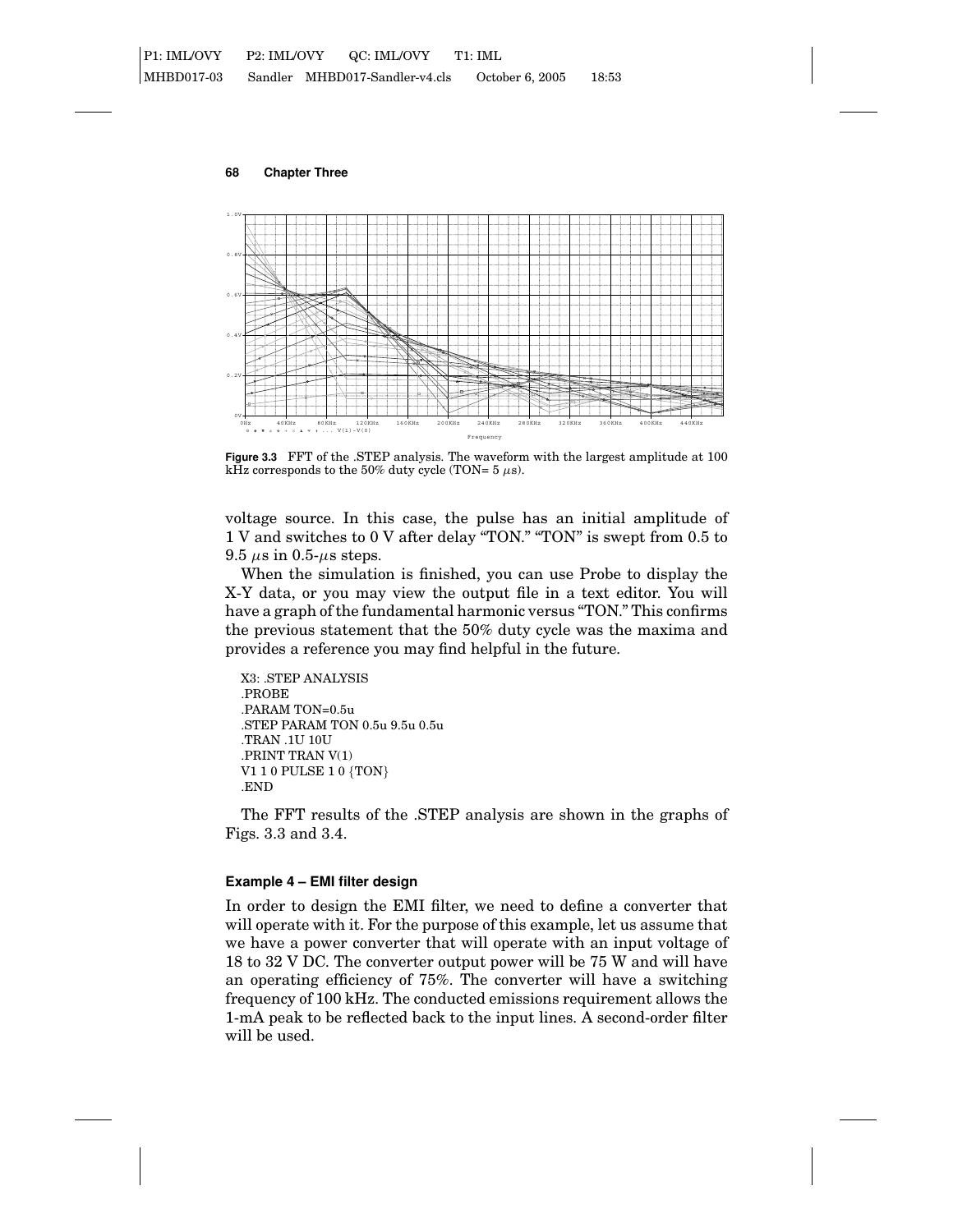**Figure 3.3** FFT of the .STEP analysis. The waveform with the largest amplitude at 100 kHz corresponds to the 50% duty cycle (TON= 5 $\mu$s).

voltage source. In this case, the pulse has an initial amplitude of 1 V and switches to 0 V after delay "TON." "TON" is swept from 0.5 to 9.5 $\mu$s in 0.5-$\mu$s steps.

When the simulation is finished, you can use Probe to display the X-Y data, or you may view the output file in a text editor. You will have a graph of the fundamental harmonic versus "TON." This confirms the previous statement that the 50% duty cycle was the maxima and provides a reference you may find helpful in the future.

```
X3: .STEP ANALYSIS
.PROBE
.PARAM TON=0.5u
.STEP PARAM TON 0.5u 9.5u 0.5u
.TRAN .1U 10U
.PRINT TRAN V(1)
V1 1 0 PULSE 1 0 {TON}
.END
```

The FFT results of the .STEP analysis are shown in the graphs of Figs. 3.3 and 3.4.

#### Example 4 – EMI filter design

In order to design the EMI filter, we need to define a converter that will operate with it. For the purpose of this example, let us assume that we have a power converter that will operate with an input voltage of 18 to 32 V DC. The converter output power will be 75 W and will have an operating efficiency of 75%. The converter will have a switching frequency of 100 kHz. The conducted emissions requirement allows the 1-mA peak to be reflected back to the input lines. A second-order filter will be used.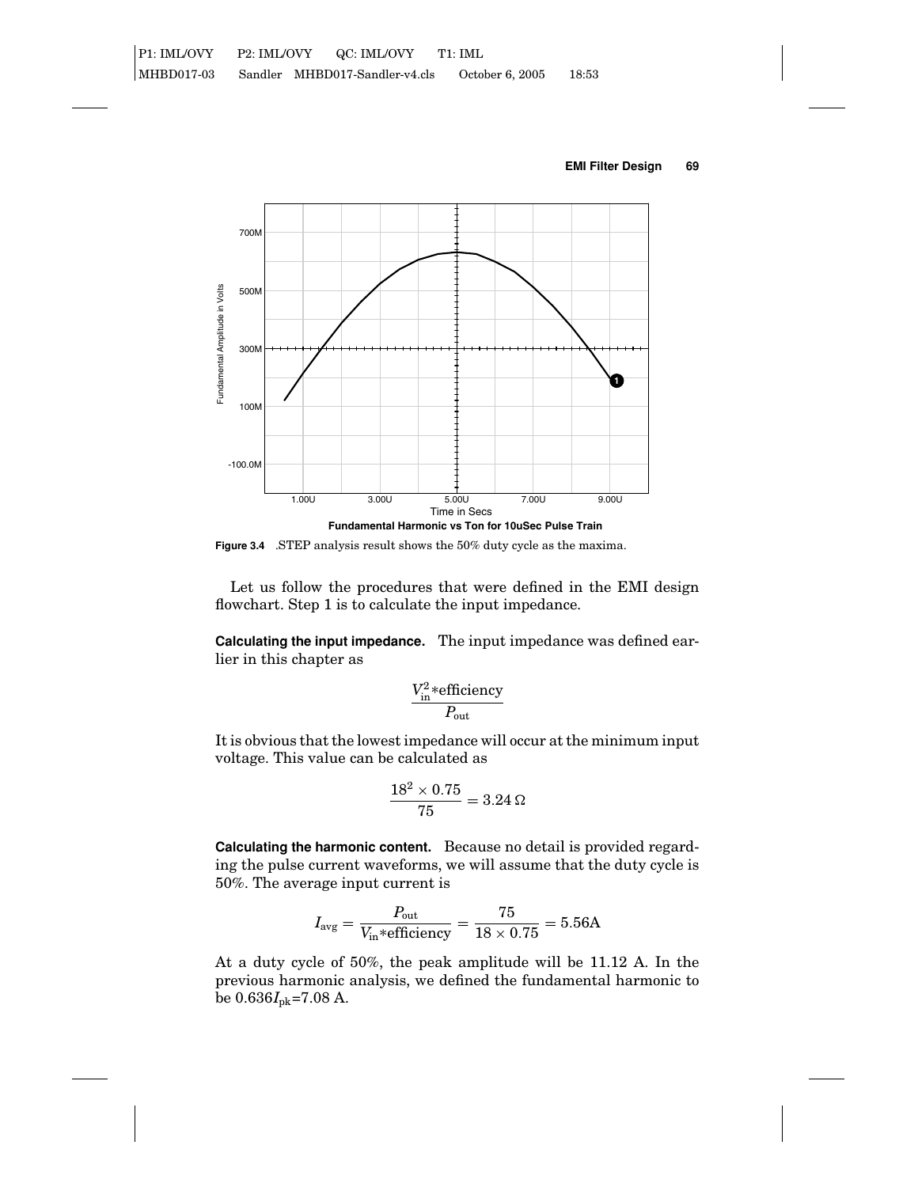**Figure 3.4** .STEP analysis result shows the 50% duty cycle as the maxima.

Let us follow the procedures that were defined in the EMI design flowchart. Step 1 is to calculate the input impedance.

**Calculating the input impedance.** The input impedance was defined earlier in this chapter as

$$\frac{V_{\text{in}}^2 * \text{efficiency}}{P_{\text{out}}}$$

It is obvious that the lowest impedance will occur at the minimum input voltage. This value can be calculated as

$$\frac{18^2 \times 0.75}{75} = 3.24\,\Omega$$

**Calculating the harmonic content.** Because no detail is provided regarding the pulse current waveforms, we will assume that the duty cycle is 50%. The average input current is

$$I_{\text{avg}} = \frac{P_{\text{out}}}{V_{\text{in}} * \text{efficiency}} = \frac{75}{18 \times 0.75} = 5.56\text{A}$$

At a duty cycle of 50%, the peak amplitude will be 11.12 A. In the previous harmonic analysis, we defined the fundamental harmonic to be $0.636 I_{\text{pk}}$=7.08 A.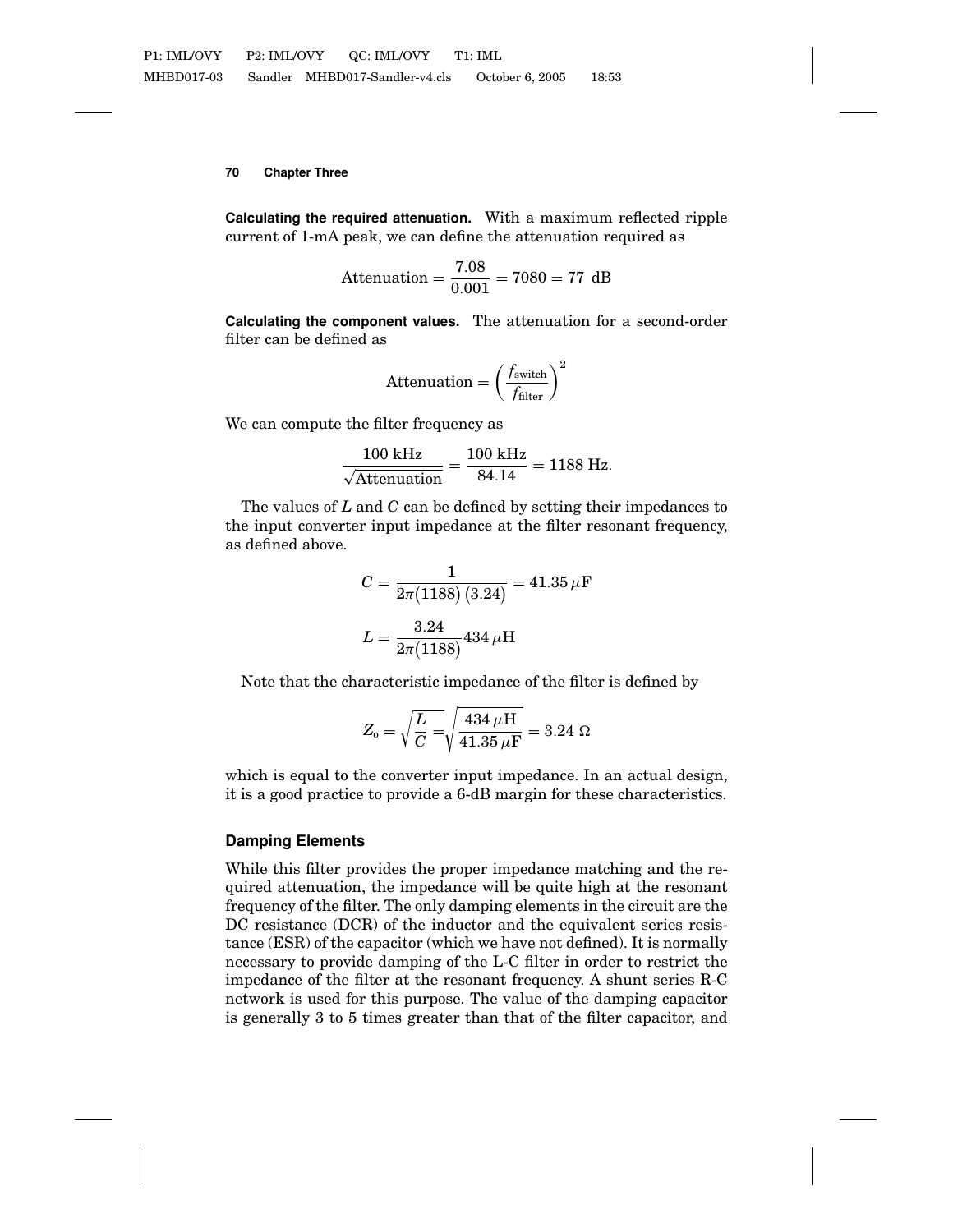**Calculating the required attenuation.** With a maximum reflected ripple current of 1-mA peak, we can define the attenuation required as

$$\text{Attenuation} = \frac{7.08}{0.001} = 7080 = 77\ \text{dB}$$

**Calculating the component values.** The attenuation for a second-order filter can be defined as

$$\text{Attenuation} = \left(\frac{f_{\text{switch}}}{f_{\text{filter}}}\right)^2$$

We can compute the filter frequency as

$$\frac{100\ \text{kHz}}{\sqrt{\text{Attenuation}}} = \frac{100\ \text{kHz}}{84.14} = 1188\ \text{Hz}.$$

The values of $L$ and $C$ can be defined by setting their impedances to the input converter input impedance at the filter resonant frequency, as defined above.

$$C = \frac{1}{2\pi(1188)\,(3.24)} = 41.35\,\mu\text{F}$$

$$L = \frac{3.24}{2\pi(1188)} 434\,\mu\text{H}$$

Note that the characteristic impedance of the filter is defined by

$$Z_o = \sqrt{\frac{L}{C}} = \sqrt{\frac{434\,\mu\text{H}}{41.35\,\mu\text{F}}} = 3.24\ \Omega$$

which is equal to the converter input impedance. In an actual design, it is a good practice to provide a 6-dB margin for these characteristics.

### Damping Elements

While this filter provides the proper impedance matching and the required attenuation, the impedance will be quite high at the resonant frequency of the filter. The only damping elements in the circuit are the DC resistance (DCR) of the inductor and the equivalent series resistance (ESR) of the capacitor (which we have not defined). It is normally necessary to provide damping of the L-C filter in order to restrict the impedance of the filter at the resonant frequency. A shunt series R-C network is used for this purpose. The value of the damping capacitor is generally 3 to 5 times greater than that of the filter capacitor, and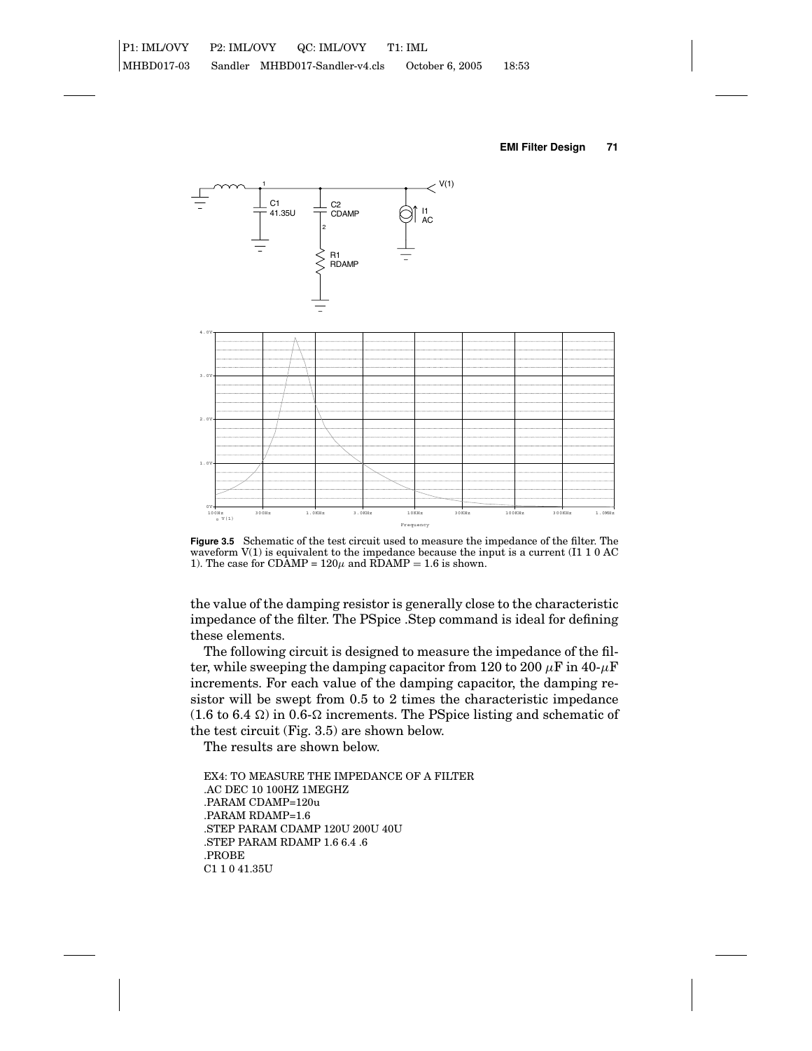**Figure 3.5** Schematic of the test circuit used to measure the impedance of the filter. The waveform V(1) is equivalent to the impedance because the input is a current (I1 1 0 AC 1). The case for CDAMP = $120\mu$ and RDAMP = 1.6 is shown.

the value of the damping resistor is generally close to the characteristic impedance of the filter. The PSpice .Step command is ideal for defining these elements.

The following circuit is designed to measure the impedance of the filter, while sweeping the damping capacitor from 120 to 200 $\mu$F in 40-$\mu$F increments. For each value of the damping capacitor, the damping resistor will be swept from 0.5 to 2 times the characteristic impedance (1.6 to 6.4 Ω) in 0.6-Ω increments. The PSpice listing and schematic of the test circuit (Fig. 3.5) are shown below.

The results are shown below.

```
EX4: TO MEASURE THE IMPEDANCE OF A FILTER
.AC DEC 10 100HZ 1MEGHZ
.PARAM CDAMP=120u
.PARAM RDAMP=1.6
.STEP PARAM CDAMP 120U 200U 40U
.STEP PARAM RDAMP 1.6 6.4 .6
.PROBE
C1 1 0 41.35U
```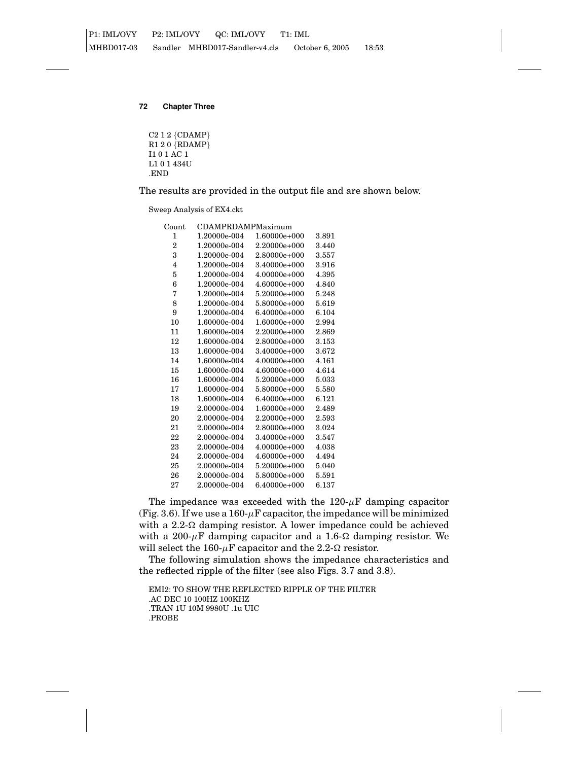```
C2 1 2 {CDAMP}
R1 2 0 {RDAMP}
I1 0 1 AC 1
L1 0 1 434U
.END
```

The results are provided in the output file and are shown below.

Sweep Analysis of EX4.ckt

| Count | CDAMP | RDAMP | Maximum |
|---|---|---|---|
| 1 | 1.20000e-004 | 1.60000e+000 | 3.891 |
| 2 | 1.20000e-004 | 2.20000e+000 | 3.440 |
| 3 | 1.20000e-004 | 2.80000e+000 | 3.557 |
| 4 | 1.20000e-004 | 3.40000e+000 | 3.916 |
| 5 | 1.20000e-004 | 4.00000e+000 | 4.395 |
| 6 | 1.20000e-004 | 4.60000e+000 | 4.840 |
| 7 | 1.20000e-004 | 5.20000e+000 | 5.248 |
| 8 | 1.20000e-004 | 5.80000e+000 | 5.619 |
| 9 | 1.20000e-004 | 6.40000e+000 | 6.104 |
| 10 | 1.60000e-004 | 1.60000e+000 | 2.994 |
| 11 | 1.60000e-004 | 2.20000e+000 | 2.869 |
| 12 | 1.60000e-004 | 2.80000e+000 | 3.153 |
| 13 | 1.60000e-004 | 3.40000e+000 | 3.672 |
| 14 | 1.60000e-004 | 4.00000e+000 | 4.161 |
| 15 | 1.60000e-004 | 4.60000e+000 | 4.614 |
| 16 | 1.60000e-004 | 5.20000e+000 | 5.033 |
| 17 | 1.60000e-004 | 5.80000e+000 | 5.580 |
| 18 | 1.60000e-004 | 6.40000e+000 | 6.121 |
| 19 | 2.00000e-004 | 1.60000e+000 | 2.489 |
| 20 | 2.00000e-004 | 2.20000e+000 | 2.593 |
| 21 | 2.00000e-004 | 2.80000e+000 | 3.024 |
| 22 | 2.00000e-004 | 3.40000e+000 | 3.547 |
| 23 | 2.00000e-004 | 4.00000e+000 | 4.038 |
| 24 | 2.00000e-004 | 4.60000e+000 | 4.494 |
| 25 | 2.00000e-004 | 5.20000e+000 | 5.040 |
| 26 | 2.00000e-004 | 5.80000e+000 | 5.591 |
| 27 | 2.00000e-004 | 6.40000e+000 | 6.137 |

The impedance was exceeded with the 120-$\mu$F damping capacitor (Fig. 3.6). If we use a 160-$\mu$F capacitor, the impedance will be minimized with a 2.2-$\Omega$ damping resistor. A lower impedance could be achieved with a 200-$\mu$F damping capacitor and a 1.6-$\Omega$ damping resistor. We will select the 160-$\mu$F capacitor and the 2.2-$\Omega$ resistor.

The following simulation shows the impedance characteristics and the reflected ripple of the filter (see also Figs. 3.7 and 3.8).

```
EMI2: TO SHOW THE REFLECTED RIPPLE OF THE FILTER
.AC DEC 10 100HZ 100KHZ
.TRAN 1U 10M 9980U .1u UIC
.PROBE
```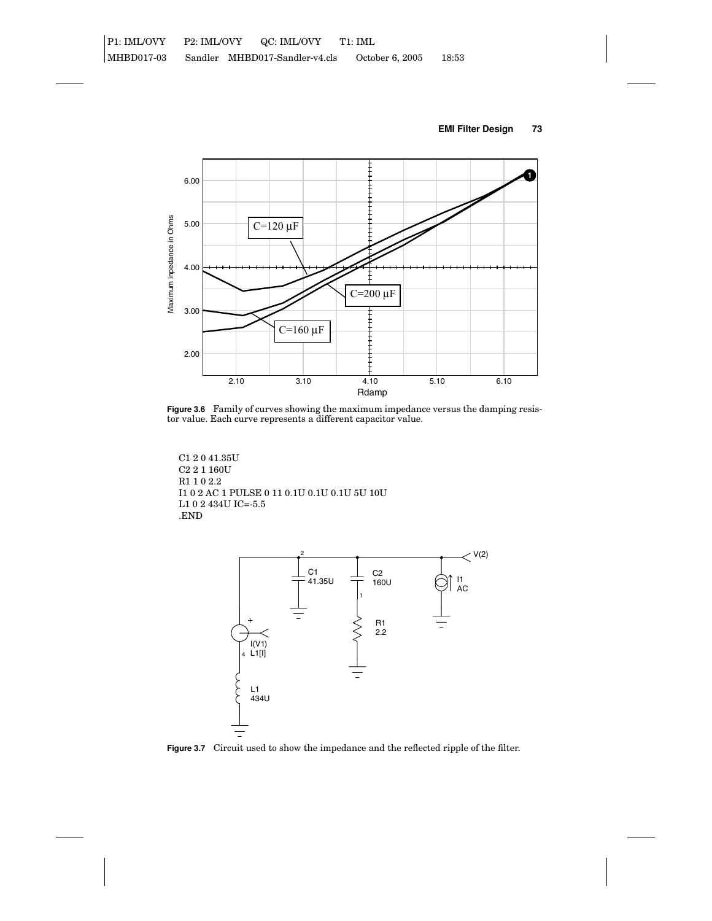**Figure 3.6** Family of curves showing the maximum impedance versus the damping resistor value. Each curve represents a different capacitor value.

```
C1 2 0 41.35U
C2 2 1 160U
R1 1 0 2.2
I1 0 2 AC 1 PULSE 0 11 0.1U 0.1U 0.1U 5U 10U
L1 0 2 434U IC=-5.5
.END
```

**Figure 3.7** Circuit used to show the impedance and the reflected ripple of the filter.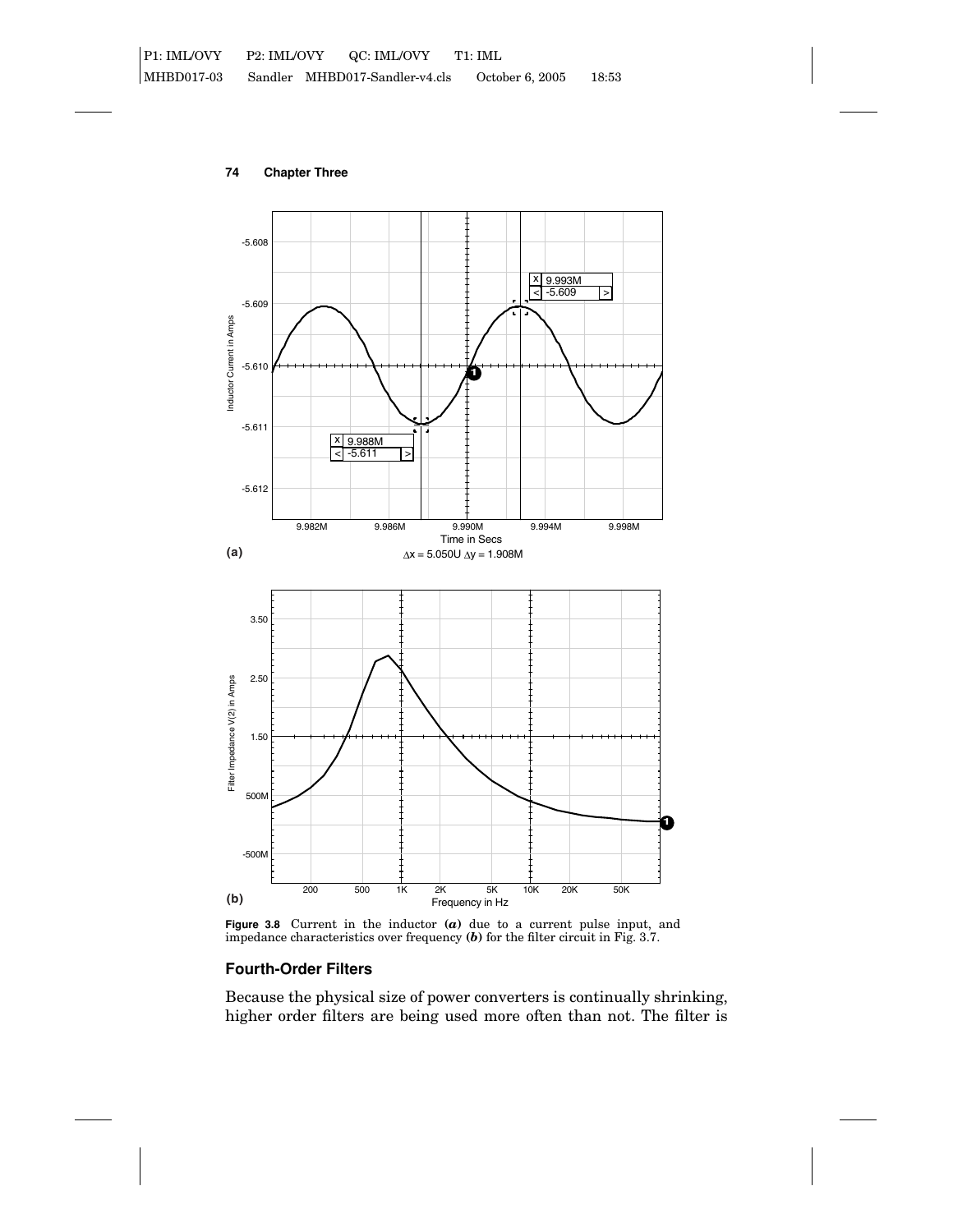**Figure 3.8** Current in the inductor **(*a*)** due to a current pulse input, and impedance characteristics over frequency **(*b*)** for the filter circuit in Fig. 3.7.

## Fourth-Order Filters

Because the physical size of power converters is continually shrinking, higher order filters are being used more often than not. The filter is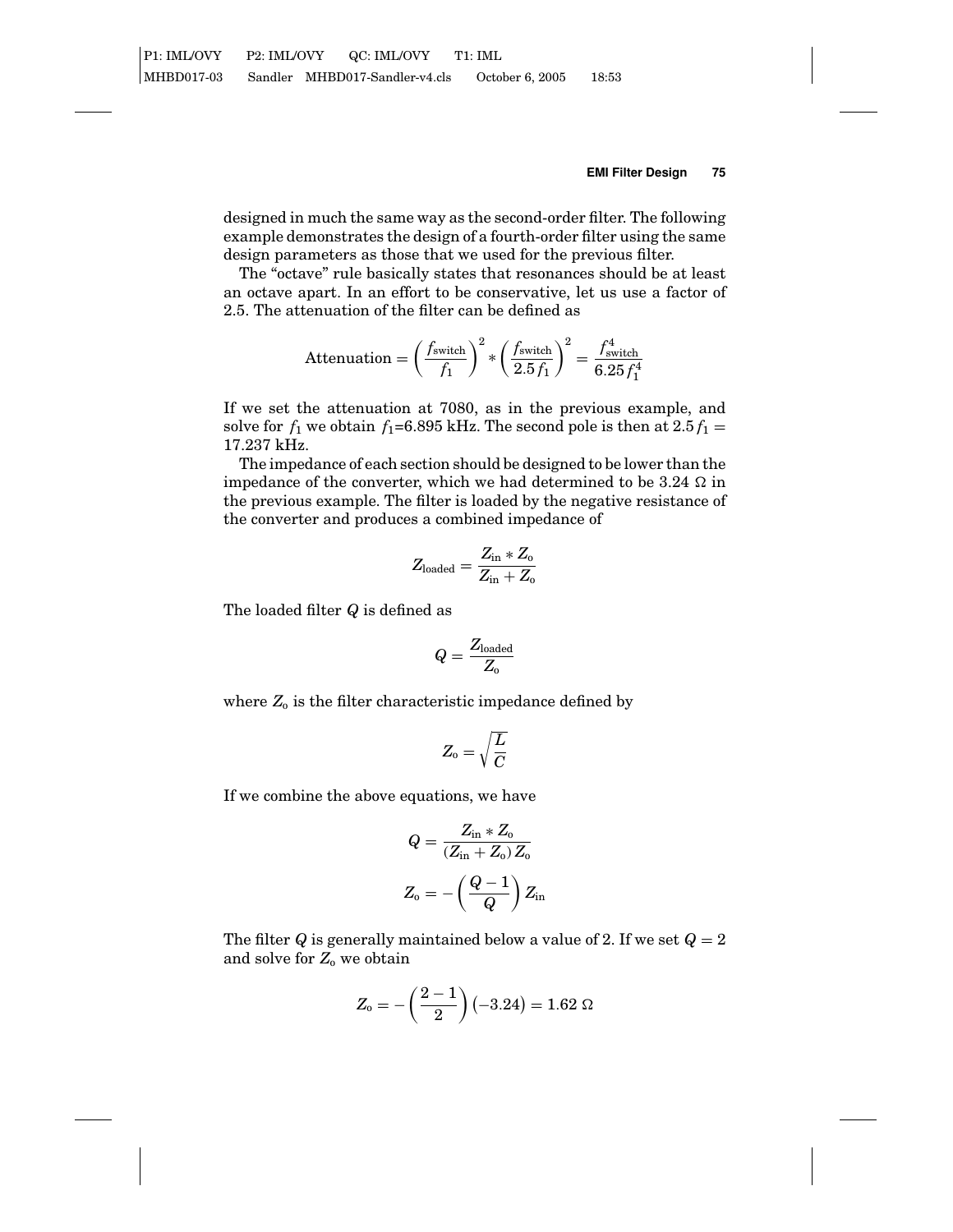designed in much the same way as the second-order filter. The following example demonstrates the design of a fourth-order filter using the same design parameters as those that we used for the previous filter.

The "octave" rule basically states that resonances should be at least an octave apart. In an effort to be conservative, let us use a factor of 2.5. The attenuation of the filter can be defined as

$$\text{Attenuation} = \left(\frac{f_{\text{switch}}}{f_1}\right)^2 * \left(\frac{f_{\text{switch}}}{2.5 f_1}\right)^2 = \frac{f_{\text{switch}}^4}{6.25 f_1^4}$$

If we set the attenuation at 7080, as in the previous example, and solve for $f_1$ we obtain $f_1$=6.895 kHz. The second pole is then at $2.5 f_1 =$ 17.237 kHz.

The impedance of each section should be designed to be lower than the impedance of the converter, which we had determined to be 3.24 Ω in the previous example. The filter is loaded by the negative resistance of the converter and produces a combined impedance of

$$Z_{\text{loaded}} = \frac{Z_{\text{in}} * Z_{\text{o}}}{Z_{\text{in}} + Z_{\text{o}}}$$

The loaded filter $Q$ is defined as

$$Q = \frac{Z_{\text{loaded}}}{Z_{\text{o}}}$$

where $Z_{\text{o}}$ is the filter characteristic impedance defined by

$$Z_{\text{o}} = \sqrt{\frac{L}{C}}$$

If we combine the above equations, we have

$$Q = \frac{Z_{\text{in}} * Z_{\text{o}}}{(Z_{\text{in}} + Z_{\text{o}})\, Z_{\text{o}}}$$

$$Z_{\text{o}} = -\left(\frac{Q-1}{Q}\right) Z_{\text{in}}$$

The filter $Q$ is generally maintained below a value of 2. If we set $Q = 2$ and solve for $Z_{\text{o}}$ we obtain

$$Z_{\text{o}} = -\left(\frac{2-1}{2}\right)(-3.24) = 1.62\ \Omega$$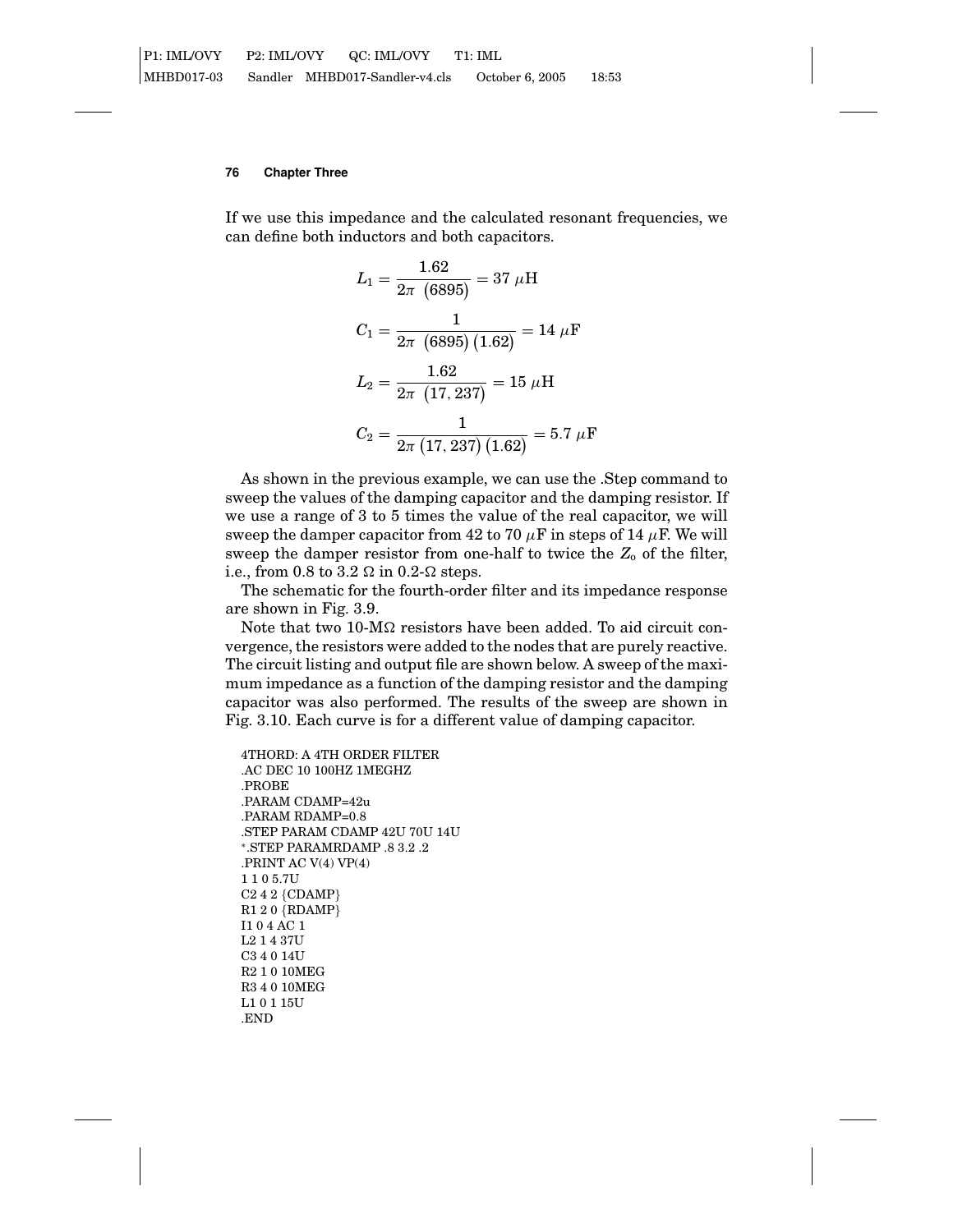If we use this impedance and the calculated resonant frequencies, we can define both inductors and both capacitors.

$$L_1 = \frac{1.62}{2\pi\ (6895)} = 37\ \mu\text{H}$$

$$C_1 = \frac{1}{2\pi\ (6895)\,(1.62)} = 14\ \mu\text{F}$$

$$L_2 = \frac{1.62}{2\pi\ (17,237)} = 15\ \mu\text{H}$$

$$C_2 = \frac{1}{2\pi\,(17,237)\,(1.62)} = 5.7\ \mu\text{F}$$

As shown in the previous example, we can use the .Step command to sweep the values of the damping capacitor and the damping resistor. If we use a range of 3 to 5 times the value of the real capacitor, we will sweep the damper capacitor from 42 to 70 $\mu$F in steps of 14 $\mu$F. We will sweep the damper resistor from one-half to twice the $Z_o$ of the filter, i.e., from 0.8 to 3.2 $\Omega$ in 0.2-$\Omega$ steps.

The schematic for the fourth-order filter and its impedance response are shown in Fig. 3.9.

Note that two 10-M$\Omega$ resistors have been added. To aid circuit convergence, the resistors were added to the nodes that are purely reactive. The circuit listing and output file are shown below. A sweep of the maximum impedance as a function of the damping resistor and the damping capacitor was also performed. The results of the sweep are shown in Fig. 3.10. Each curve is for a different value of damping capacitor.

```
4THORD: A 4TH ORDER FILTER
.AC DEC 10 100HZ 1MEGHZ
.PROBE
.PARAM CDAMP=42u
.PARAM RDAMP=0.8
.STEP PARAM CDAMP 42U 70U 14U
*.STEP PARAMRDAMP .8 3.2 .2
.PRINT AC V(4) VP(4)
1 1 0 5.7U
C2 4 2 {CDAMP}
R1 2 0 {RDAMP}
I1 0 4 AC 1
L2 1 4 37U
C3 4 0 14U
R2 1 0 10MEG
R3 4 0 10MEG
L1 0 1 15U
.END
```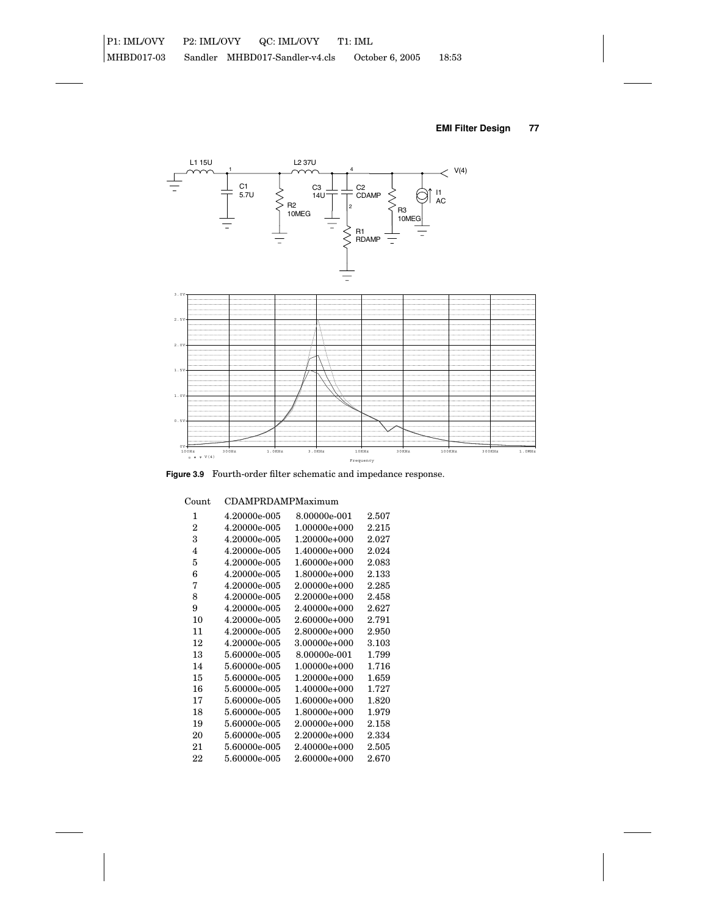**Figure 3.9** Fourth-order filter schematic and impedance response.

| Count | CDAMP | RDAMP | Maximum |
|---|---|---|---|
| 1 | 4.20000e-005 | 8.00000e-001 | 2.507 |
| 2 | 4.20000e-005 | 1.00000e+000 | 2.215 |
| 3 | 4.20000e-005 | 1.20000e+000 | 2.027 |
| 4 | 4.20000e-005 | 1.40000e+000 | 2.024 |
| 5 | 4.20000e-005 | 1.60000e+000 | 2.083 |
| 6 | 4.20000e-005 | 1.80000e+000 | 2.133 |
| 7 | 4.20000e-005 | 2.00000e+000 | 2.285 |
| 8 | 4.20000e-005 | 2.20000e+000 | 2.458 |
| 9 | 4.20000e-005 | 2.40000e+000 | 2.627 |
| 10 | 4.20000e-005 | 2.60000e+000 | 2.791 |
| 11 | 4.20000e-005 | 2.80000e+000 | 2.950 |
| 12 | 4.20000e-005 | 3.00000e+000 | 3.103 |
| 13 | 5.60000e-005 | 8.00000e-001 | 1.799 |
| 14 | 5.60000e-005 | 1.00000e+000 | 1.716 |
| 15 | 5.60000e-005 | 1.20000e+000 | 1.659 |
| 16 | 5.60000e-005 | 1.40000e+000 | 1.727 |
| 17 | 5.60000e-005 | 1.60000e+000 | 1.820 |
| 18 | 5.60000e-005 | 1.80000e+000 | 1.979 |
| 19 | 5.60000e-005 | 2.00000e+000 | 2.158 |
| 20 | 5.60000e-005 | 2.20000e+000 | 2.334 |
| 21 | 5.60000e-005 | 2.40000e+000 | 2.505 |
| 22 | 5.60000e-005 | 2.60000e+000 | 2.670 |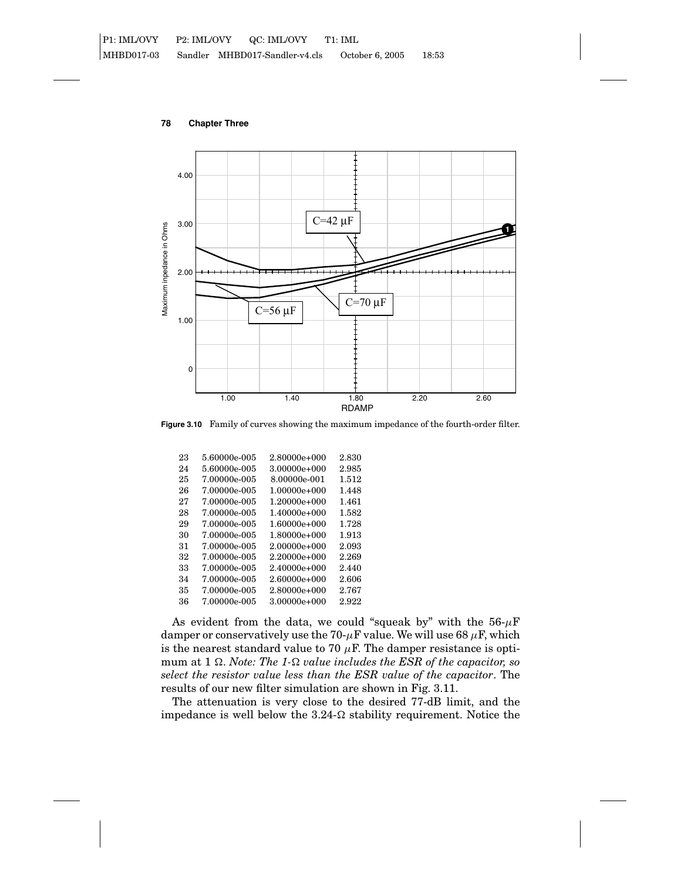**Figure 3.10** Family of curves showing the maximum impedance of the fourth-order filter.

| | | | |
|---|---|---|---|
| 23 | 5.60000e-005 | 2.80000e+000 | 2.830 |
| 24 | 5.60000e-005 | 3.00000e+000 | 2.985 |
| 25 | 7.00000e-005 | 8.00000e-001 | 1.512 |
| 26 | 7.00000e-005 | 1.00000e+000 | 1.448 |
| 27 | 7.00000e-005 | 1.20000e+000 | 1.461 |
| 28 | 7.00000e-005 | 1.40000e+000 | 1.582 |
| 29 | 7.00000e-005 | 1.60000e+000 | 1.728 |
| 30 | 7.00000e-005 | 1.80000e+000 | 1.913 |
| 31 | 7.00000e-005 | 2.00000e+000 | 2.093 |
| 32 | 7.00000e-005 | 2.20000e+000 | 2.269 |
| 33 | 7.00000e-005 | 2.40000e+000 | 2.440 |
| 34 | 7.00000e-005 | 2.60000e+000 | 2.606 |
| 35 | 7.00000e-005 | 2.80000e+000 | 2.767 |
| 36 | 7.00000e-005 | 3.00000e+000 | 2.922 |

As evident from the data, we could "squeak by" with the 56-$\mu$F damper or conservatively use the 70-$\mu$F value. We will use 68 $\mu$F, which is the nearest standard value to 70 $\mu$F. The damper resistance is optimum at 1 $\Omega$. *Note: The 1-$\Omega$ value includes the ESR of the capacitor, so select the resistor value less than the ESR value of the capacitor*. The results of our new filter simulation are shown in Fig. 3.11.

The attenuation is very close to the desired 77-dB limit, and the impedance is well below the 3.24-$\Omega$ stability requirement. Notice the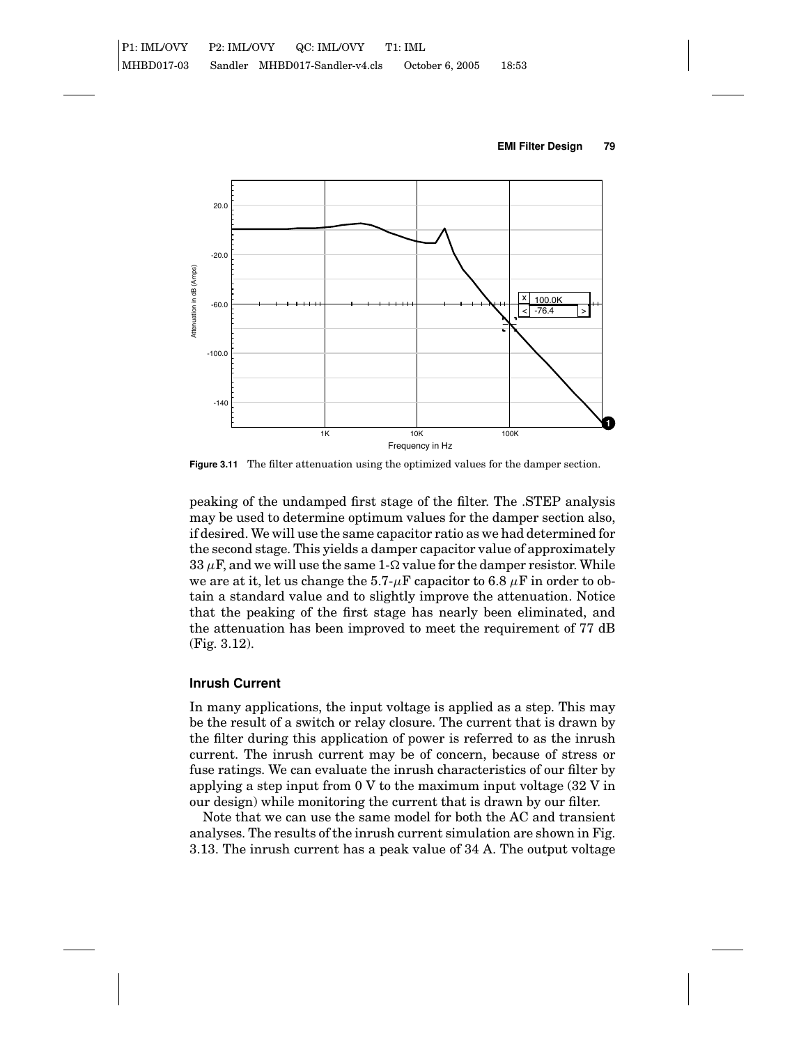**Figure 3.11** The filter attenuation using the optimized values for the damper section.

peaking of the undamped first stage of the filter. The .STEP analysis may be used to determine optimum values for the damper section also, if desired. We will use the same capacitor ratio as we had determined for the second stage. This yields a damper capacitor value of approximately 33 $\mu$F, and we will use the same 1-$\Omega$ value for the damper resistor. While we are at it, let us change the 5.7-$\mu$F capacitor to 6.8 $\mu$F in order to obtain a standard value and to slightly improve the attenuation. Notice that the peaking of the first stage has nearly been eliminated, and the attenuation has been improved to meet the requirement of 77 dB (Fig. 3.12).

### Inrush Current

In many applications, the input voltage is applied as a step. This may be the result of a switch or relay closure. The current that is drawn by the filter during this application of power is referred to as the inrush current. The inrush current may be of concern, because of stress or fuse ratings. We can evaluate the inrush characteristics of our filter by applying a step input from 0 V to the maximum input voltage (32 V in our design) while monitoring the current that is drawn by our filter.

Note that we can use the same model for both the AC and transient analyses. The results of the inrush current simulation are shown in Fig. 3.13. The inrush current has a peak value of 34 A. The output voltage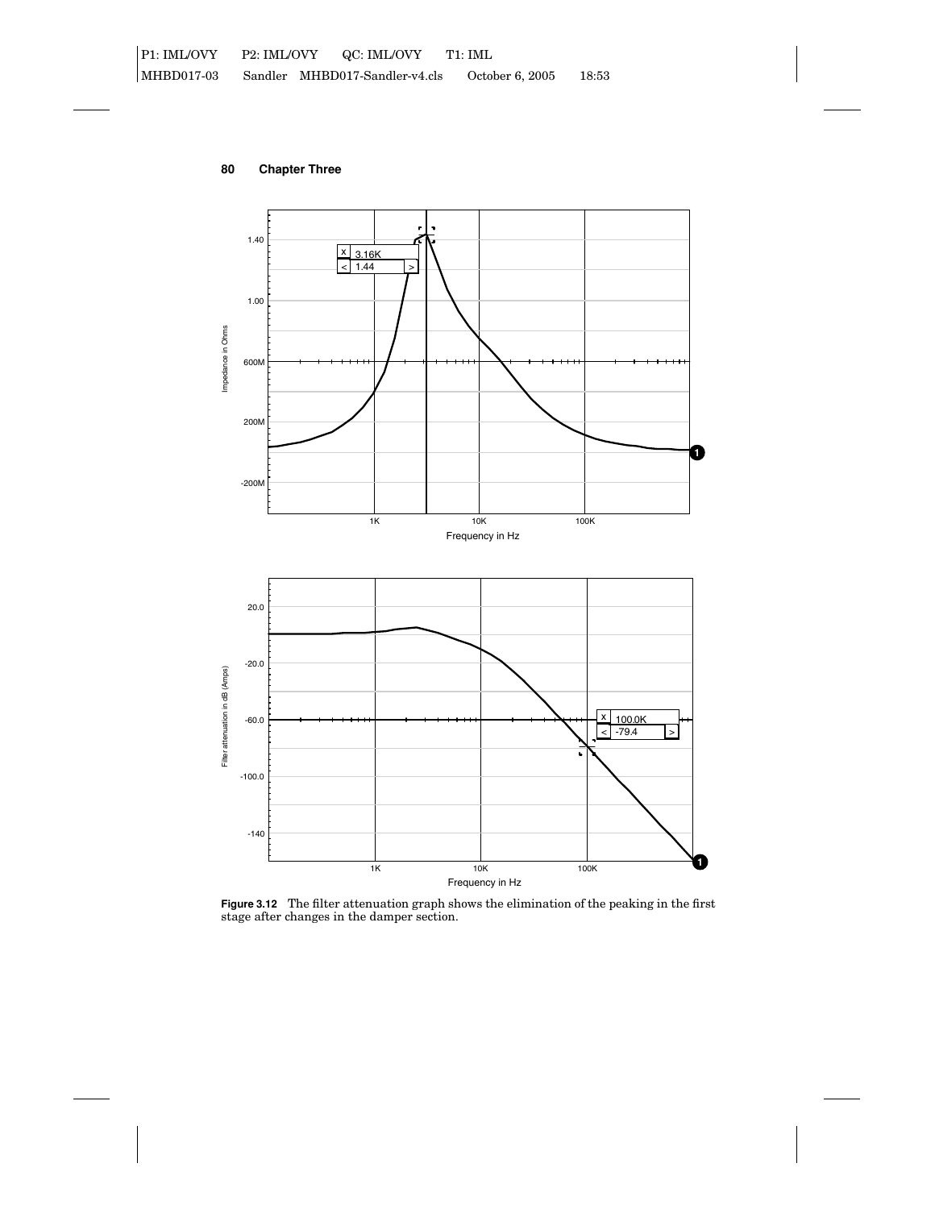Figure 3.12 The filter attenuation graph shows the elimination of the peaking in the first stage after changes in the damper section.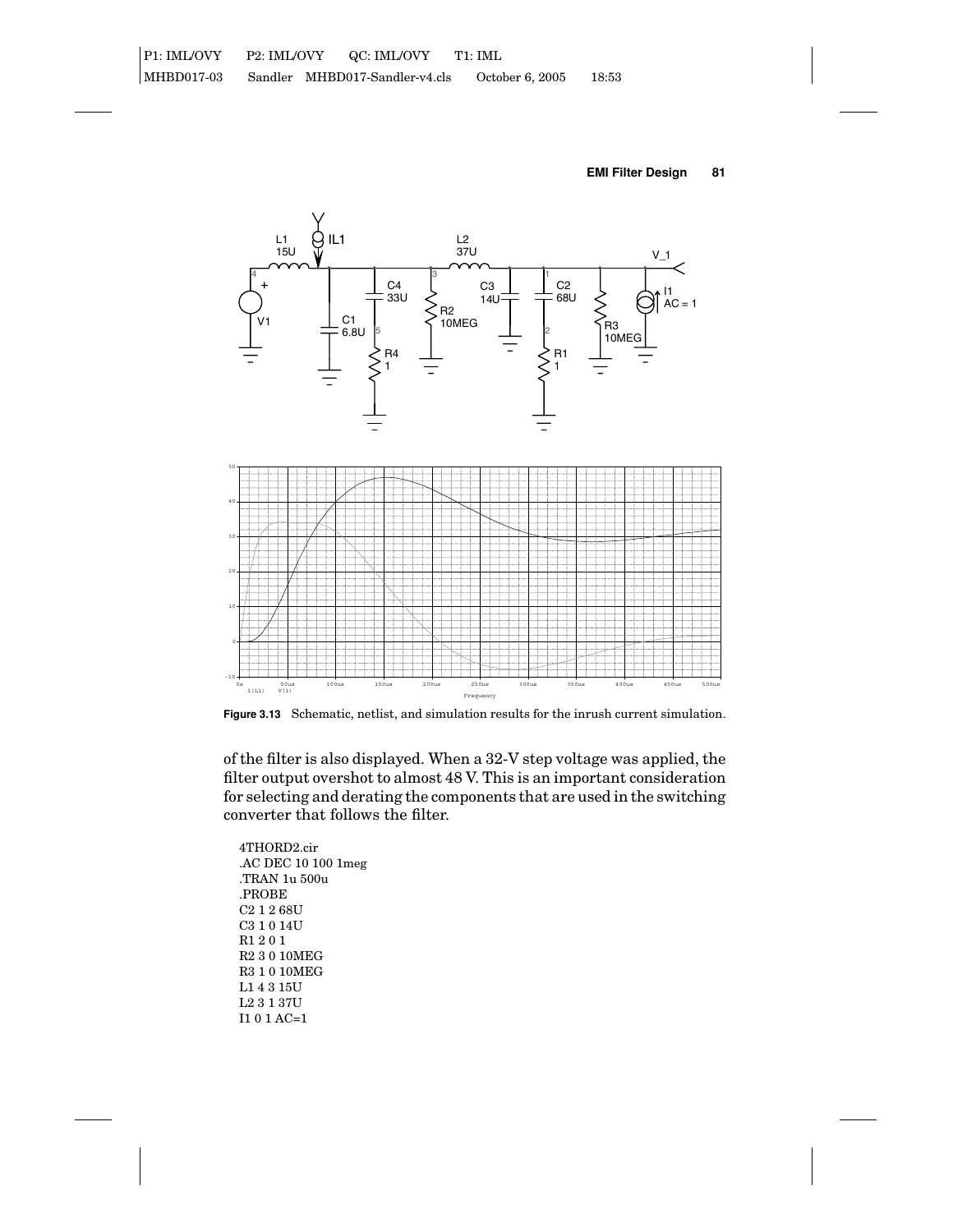**Figure 3.13** Schematic, netlist, and simulation results for the inrush current simulation.

of the filter is also displayed. When a 32-V step voltage was applied, the filter output overshot to almost 48 V. This is an important consideration for selecting and derating the components that are used in the switching converter that follows the filter.

```
4THORD2.cir
.AC DEC 10 100 1meg
.TRAN 1u 500u
.PROBE
C2 1 2 68U
C3 1 0 14U
R1 2 0 1
R2 3 0 10MEG
R3 1 0 10MEG
L1 4 3 15U
L2 3 1 37U
I1 0 1 AC=1
```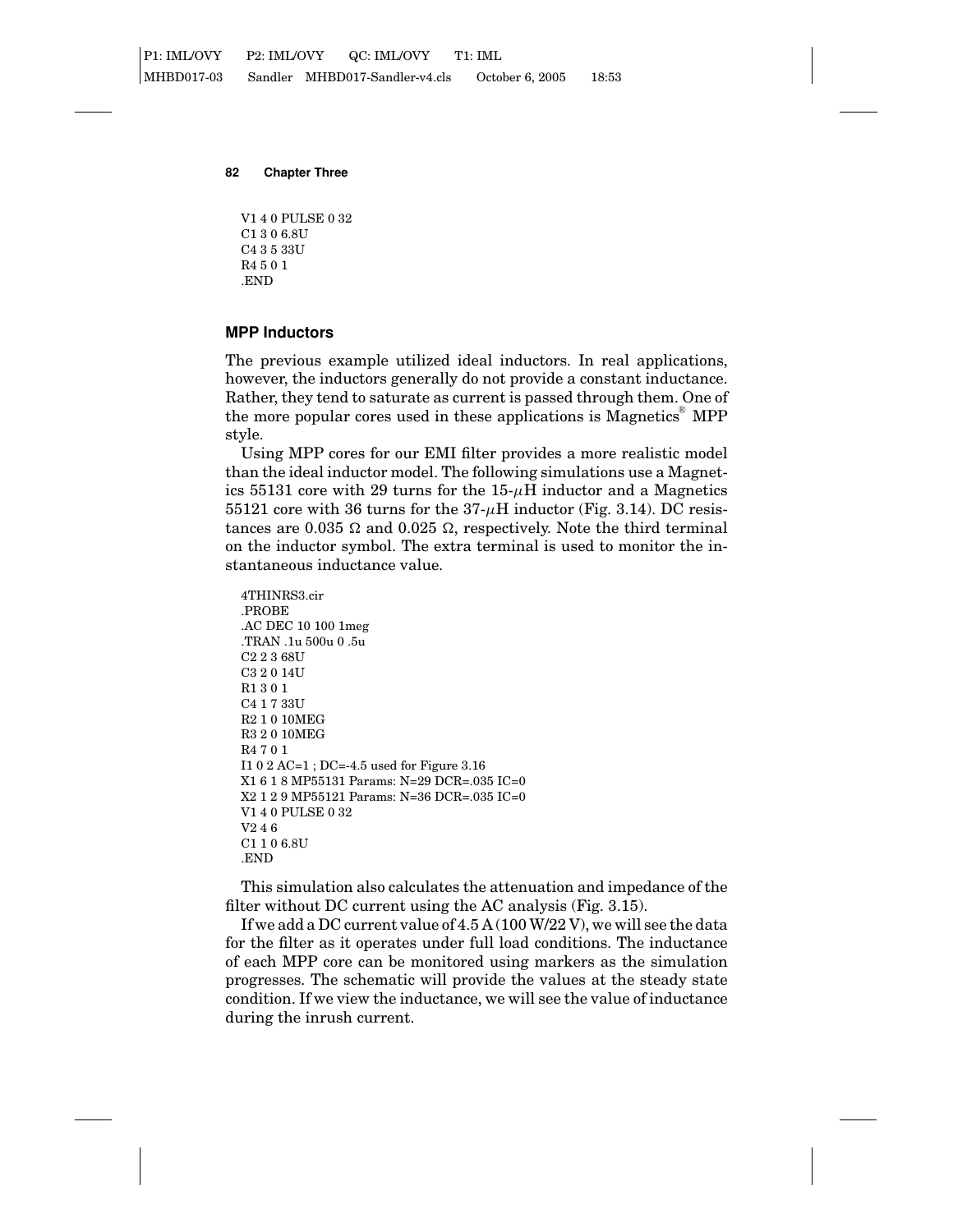```
V1 4 0 PULSE 0 32
C1 3 0 6.8U
C4 3 5 33U
R4 5 0 1
.END
```

### MPP Inductors

The previous example utilized ideal inductors. In real applications, however, the inductors generally do not provide a constant inductance. Rather, they tend to saturate as current is passed through them. One of the more popular cores used in these applications is Magnetics® MPP style.

Using MPP cores for our EMI filter provides a more realistic model than the ideal inductor model. The following simulations use a Magnetics 55131 core with 29 turns for the 15-$\mu$H inductor and a Magnetics 55121 core with 36 turns for the 37-$\mu$H inductor (Fig. 3.14). DC resistances are 0.035 Ω and 0.025 Ω, respectively. Note the third terminal on the inductor symbol. The extra terminal is used to monitor the instantaneous inductance value.

```
4THINRS3.cir
.PROBE
.AC DEC 10 100 1meg
.TRAN .1u 500u 0 .5u
C2 2 3 68U
C3 2 0 14U
R1 3 0 1
C4 1 7 33U
R2 1 0 10MEG
R3 2 0 10MEG
R4 7 0 1
I1 0 2 AC=1 ; DC=-4.5 used for Figure 3.16
X1 6 1 8 MP55131 Params: N=29 DCR=.035 IC=0
X2 1 2 9 MP55121 Params: N=36 DCR=.035 IC=0
V1 4 0 PULSE 0 32
V2 4 6
C1 1 0 6.8U
.END
```

This simulation also calculates the attenuation and impedance of the filter without DC current using the AC analysis (Fig. 3.15).

If we add a DC current value of 4.5 A (100 W/22 V), we will see the data for the filter as it operates under full load conditions. The inductance of each MPP core can be monitored using markers as the simulation progresses. The schematic will provide the values at the steady state condition. If we view the inductance, we will see the value of inductance during the inrush current.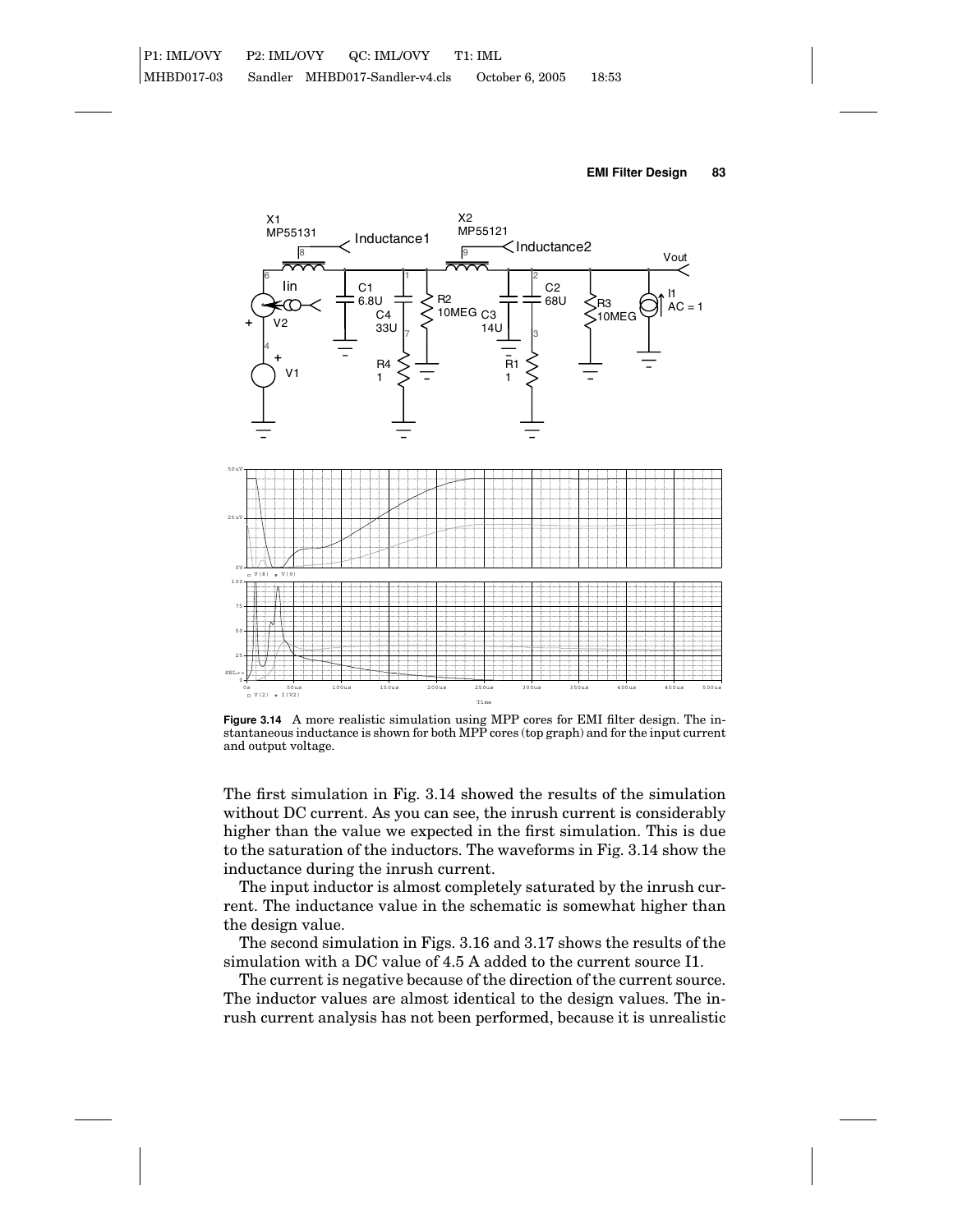**Figure 3.14** A more realistic simulation using MPP cores for EMI filter design. The instantaneous inductance is shown for both MPP cores (top graph) and for the input current and output voltage.

The first simulation in Fig. 3.14 showed the results of the simulation without DC current. As you can see, the inrush current is considerably higher than the value we expected in the first simulation. This is due to the saturation of the inductors. The waveforms in Fig. 3.14 show the inductance during the inrush current.

The input inductor is almost completely saturated by the inrush current. The inductance value in the schematic is somewhat higher than the design value.

The second simulation in Figs. 3.16 and 3.17 shows the results of the simulation with a DC value of 4.5 A added to the current source I1.

The current is negative because of the direction of the current source. The inductor values are almost identical to the design values. The inrush current analysis has not been performed, because it is unrealistic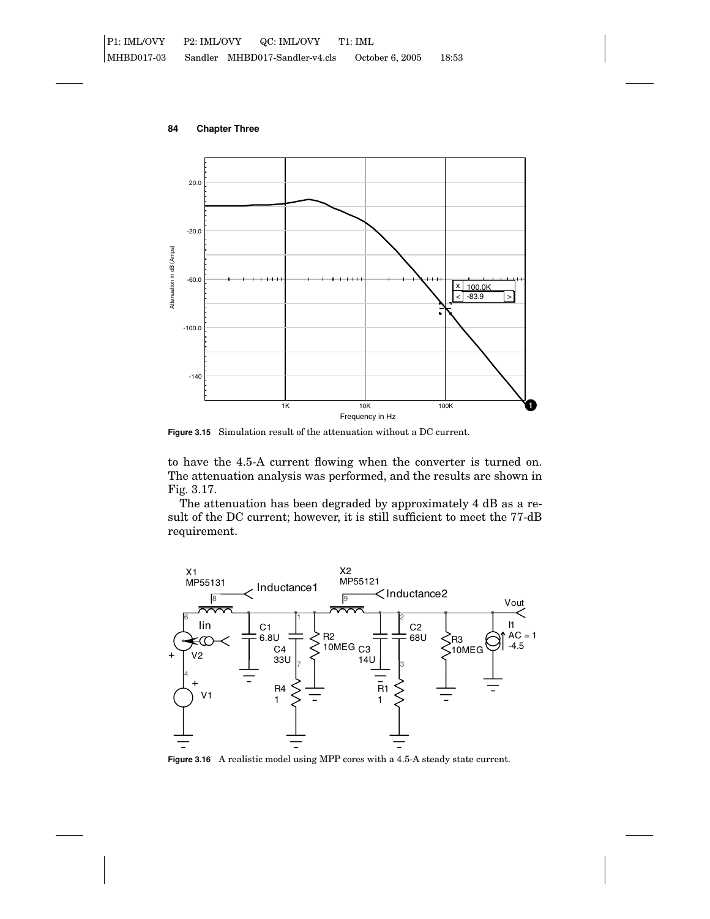Figure 3.15 Simulation result of the attenuation without a DC current.

to have the 4.5-A current flowing when the converter is turned on. The attenuation analysis was performed, and the results are shown in Fig. 3.17.

The attenuation has been degraded by approximately 4 dB as a result of the DC current; however, it is still sufficient to meet the 77-dB requirement.

Figure 3.16 A realistic model using MPP cores with a 4.5-A steady state current.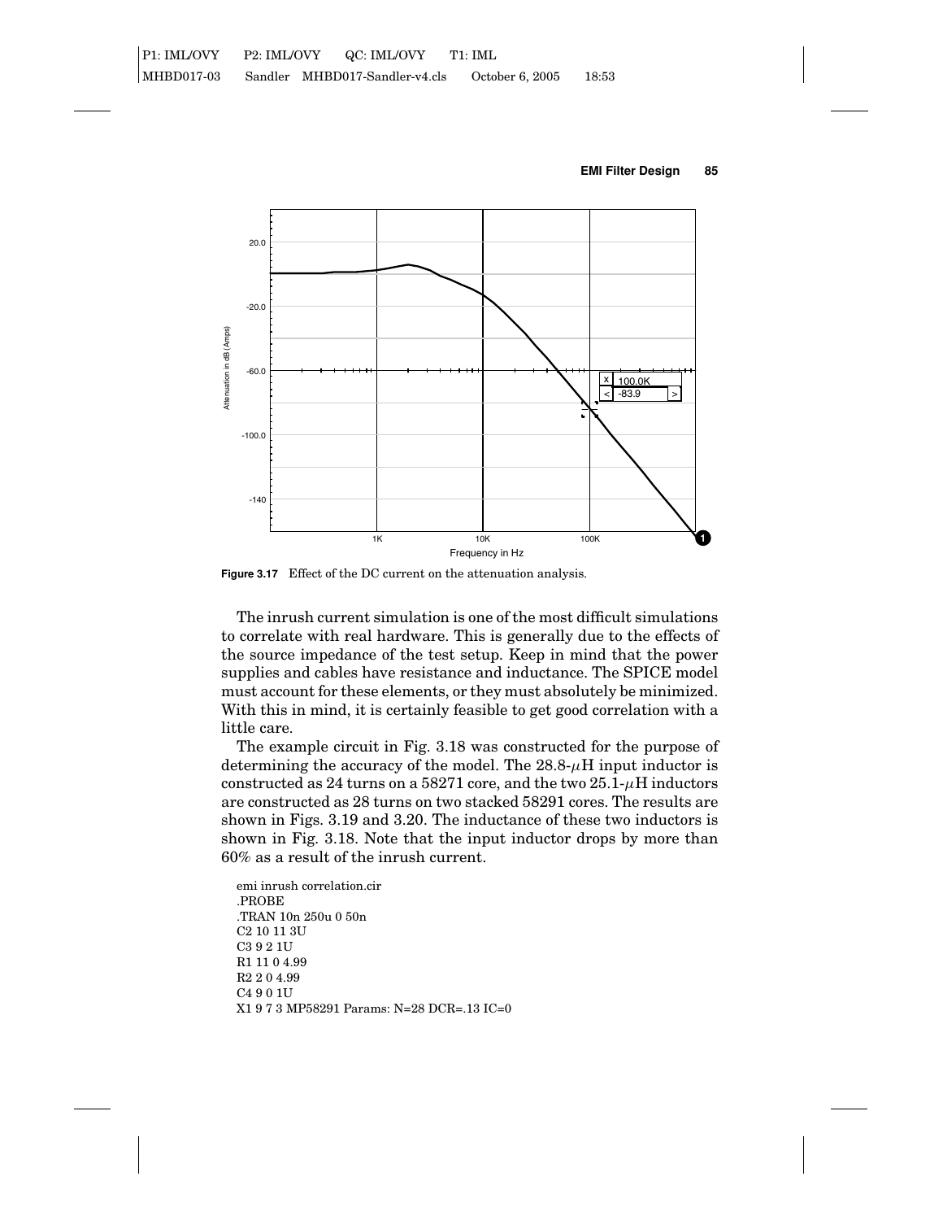**Figure 3.17** Effect of the DC current on the attenuation analysis.

The inrush current simulation is one of the most difficult simulations to correlate with real hardware. This is generally due to the effects of the source impedance of the test setup. Keep in mind that the power supplies and cables have resistance and inductance. The SPICE model must account for these elements, or they must absolutely be minimized. With this in mind, it is certainly feasible to get good correlation with a little care.

The example circuit in Fig. 3.18 was constructed for the purpose of determining the accuracy of the model. The 28.8-$\mu$H input inductor is constructed as 24 turns on a 58271 core, and the two 25.1-$\mu$H inductors are constructed as 28 turns on two stacked 58291 cores. The results are shown in Figs. 3.19 and 3.20. The inductance of these two inductors is shown in Fig. 3.18. Note that the input inductor drops by more than 60% as a result of the inrush current.

```
emi inrush correlation.cir
.PROBE
.TRAN 10n 250u 0 50n
C2 10 11 3U
C3 9 2 1U
R1 11 0 4.99
R2 2 0 4.99
C4 9 0 1U
X1 9 7 3 MP58291 Params: N=28 DCR=.13 IC=0
```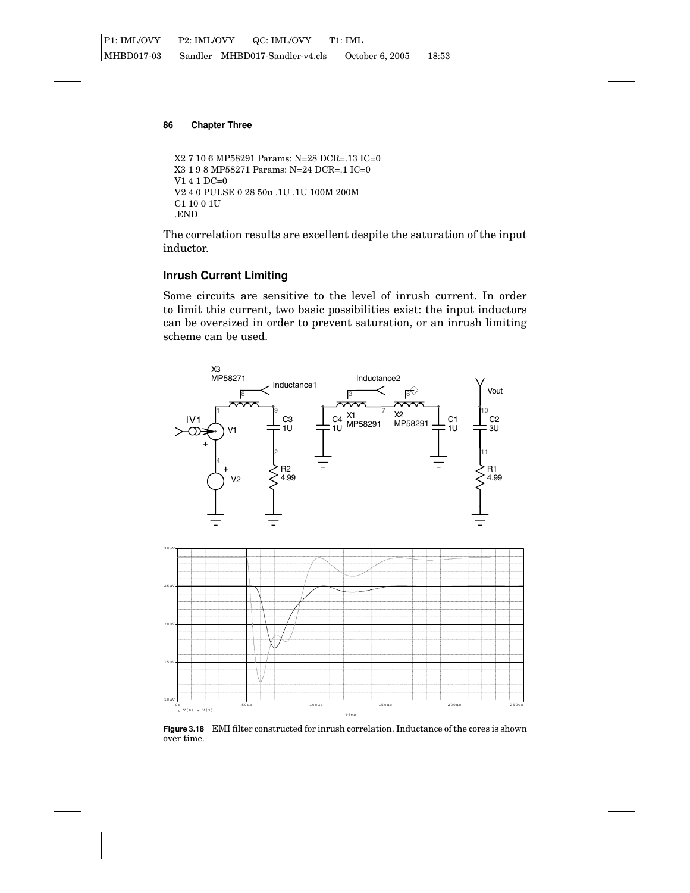```
X2 7 10 6 MP58291 Params: N=28 DCR=.13 IC=0
X3 1 9 8 MP58271 Params: N=24 DCR=.1 IC=0
V1 4 1 DC=0
V2 4 0 PULSE 0 28 50u .1U .1U 100M 200M
C1 10 0 1U
.END
```

The correlation results are excellent despite the saturation of the input inductor.

## Inrush Current Limiting

Some circuits are sensitive to the level of inrush current. In order to limit this current, two basic possibilities exist: the input inductors can be oversized in order to prevent saturation, or an inrush limiting scheme can be used.

**Figure 3.18** EMI filter constructed for inrush correlation. Inductance of the cores is shown over time.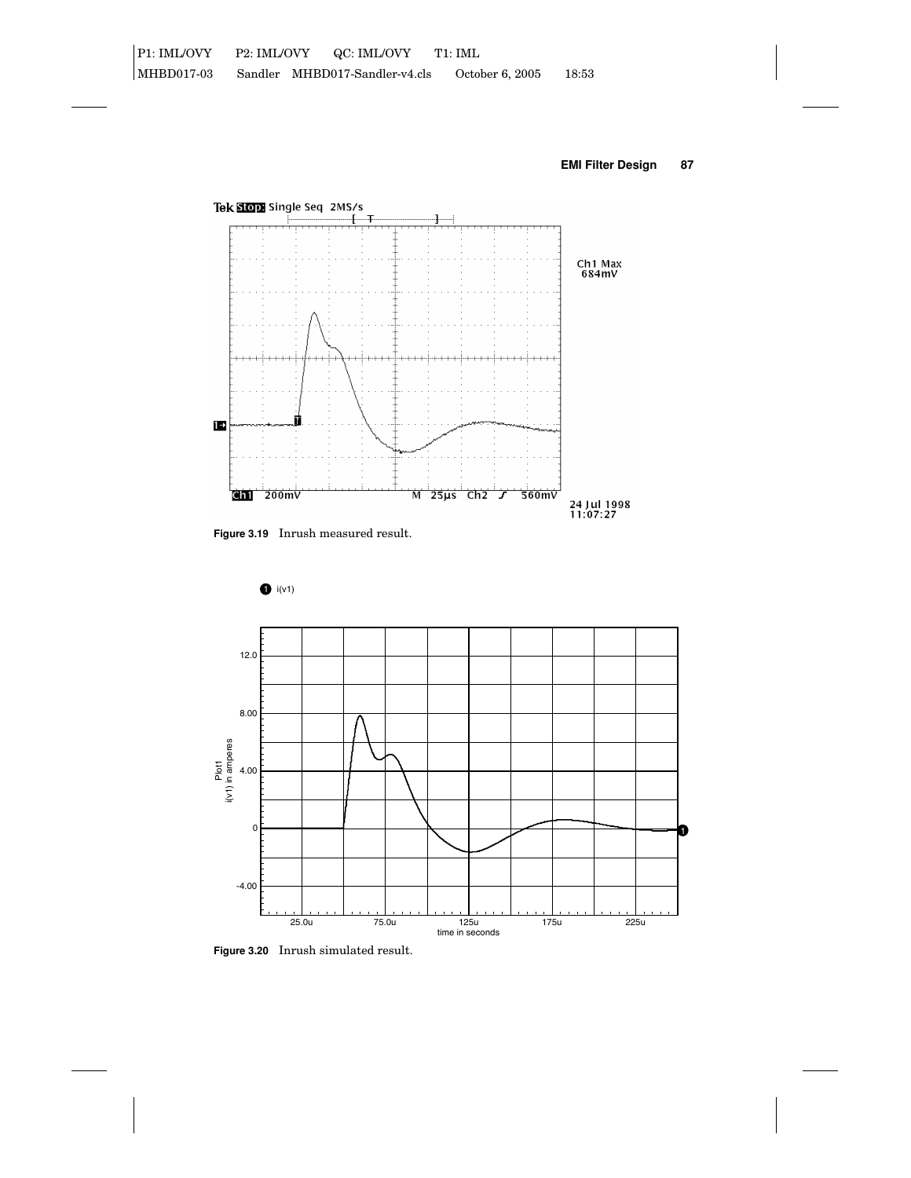**Figure 3.19** Inrush measured result.

**Figure 3.20** Inrush simulated result.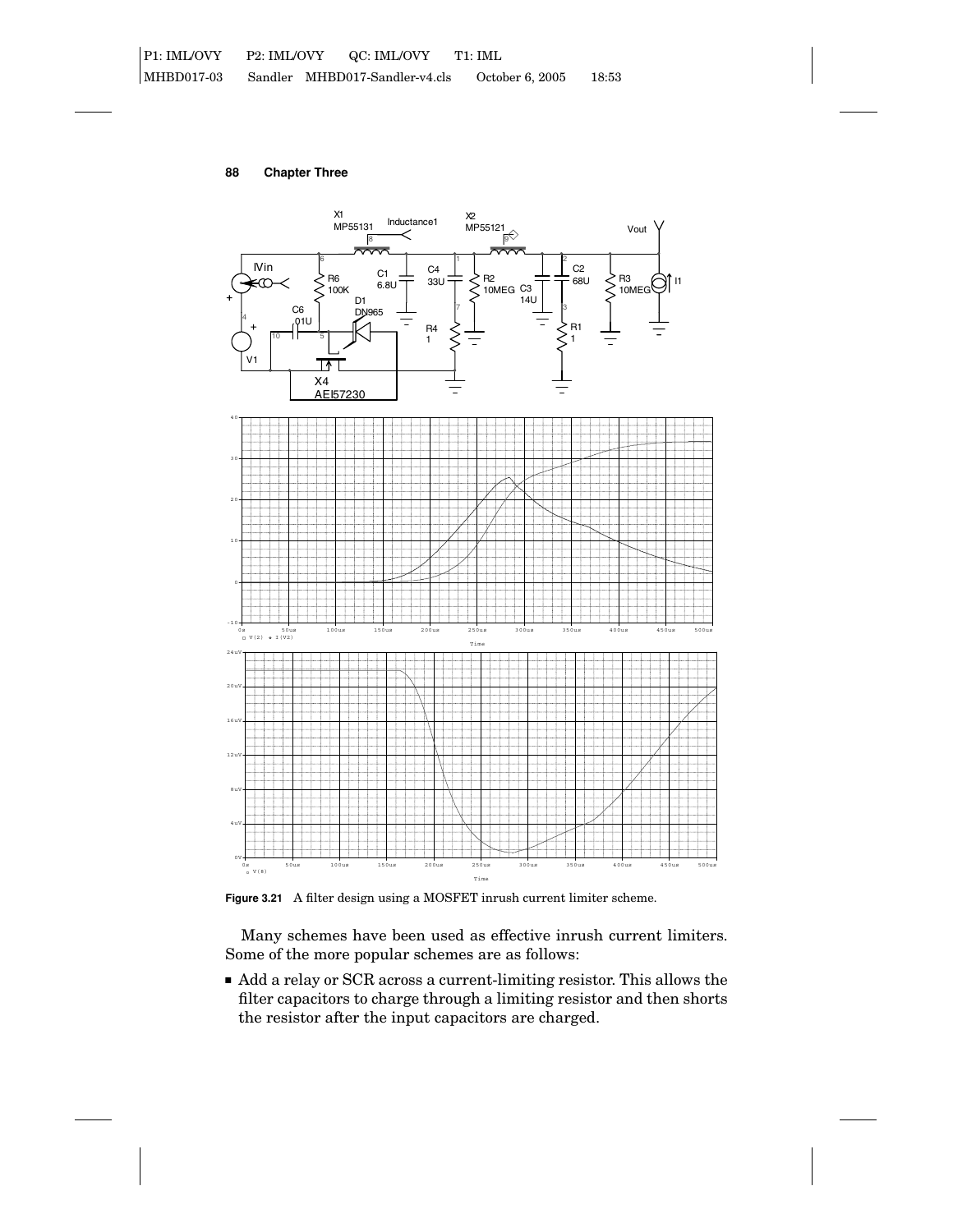**Figure 3.21** A filter design using a MOSFET inrush current limiter scheme.

Many schemes have been used as effective inrush current limiters. Some of the more popular schemes are as follows:

- Add a relay or SCR across a current-limiting resistor. This allows the filter capacitors to charge through a limiting resistor and then shorts the resistor after the input capacitors are charged.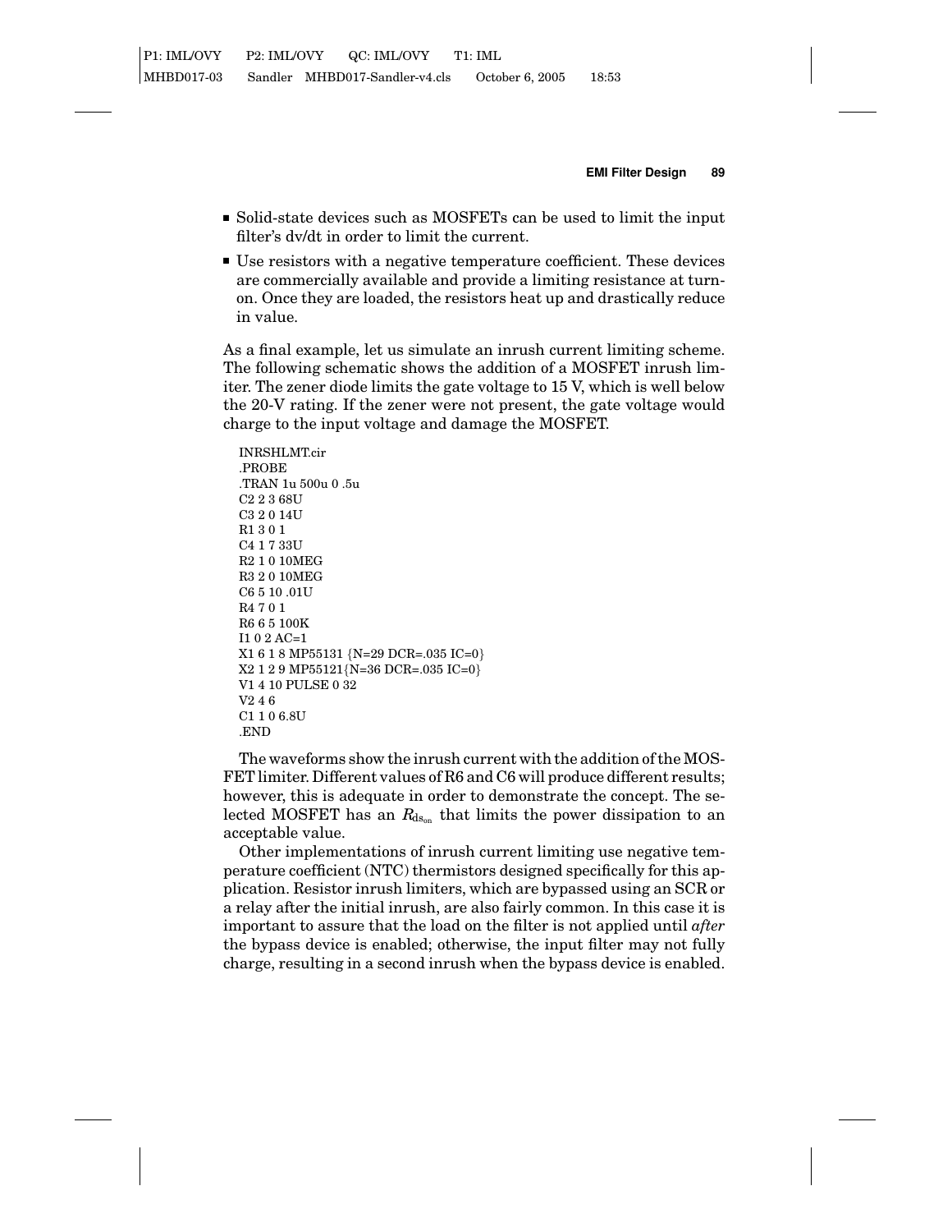- Solid-state devices such as MOSFETs can be used to limit the input filter's dv/dt in order to limit the current.
- Use resistors with a negative temperature coefficient. These devices are commercially available and provide a limiting resistance at turn-on. Once they are loaded, the resistors heat up and drastically reduce in value.

As a final example, let us simulate an inrush current limiting scheme. The following schematic shows the addition of a MOSFET inrush limiter. The zener diode limits the gate voltage to 15 V, which is well below the 20-V rating. If the zener were not present, the gate voltage would charge to the input voltage and damage the MOSFET.

```
INRSHLMT.cir
.PROBE
.TRAN 1u 500u 0 .5u
C2 2 3 68U
C3 2 0 14U
R1 3 0 1
C4 1 7 33U
R2 1 0 10MEG
R3 2 0 10MEG
C6 5 10 .01U
R4 7 0 1
R6 6 5 100K
I1 0 2 AC=1
X1 6 1 8 MP55131 {N=29 DCR=.035 IC=0}
X2 1 2 9 MP55121{N=36 DCR=.035 IC=0}
V1 4 10 PULSE 0 32
V2 4 6
C1 1 0 6.8U
.END
```

The waveforms show the inrush current with the addition of the MOSFET limiter. Different values of R6 and C6 will produce different results; however, this is adequate in order to demonstrate the concept. The selected MOSFET has an $R_{ds_{on}}$ that limits the power dissipation to an acceptable value.

Other implementations of inrush current limiting use negative temperature coefficient (NTC) thermistors designed specifically for this application. Resistor inrush limiters, which are bypassed using an SCR or a relay after the initial inrush, are also fairly common. In this case it is important to assure that the load on the filter is not applied until *after* the bypass device is enabled; otherwise, the input filter may not fully charge, resulting in a second inrush when the bypass device is enabled.